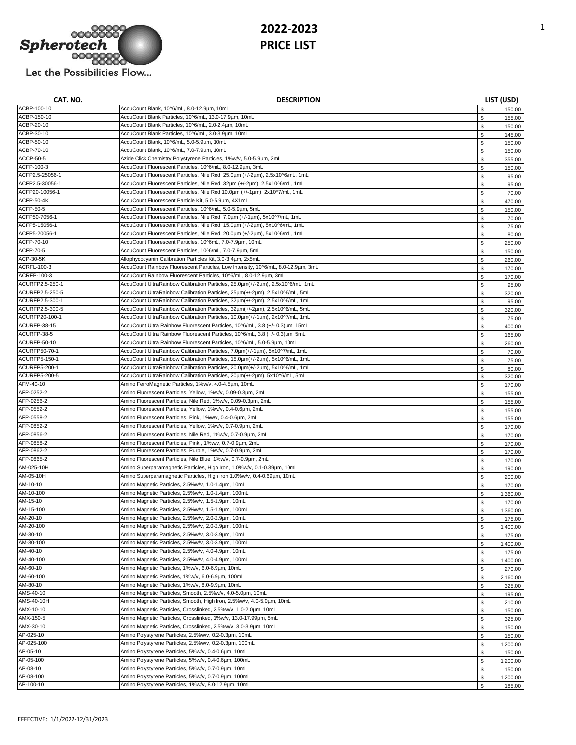Spherotech

Let the Possibilities Flow...

# 2022-2023 PRICE LIST

| CAT. NO. | DESCRIPTION | LIST (USD) |
|---|---|---|
| ACBP-100-10 | AccuCount Blank, 10^6/mL, 8.0-12.9µm, 10mL | $ 150.00 |
| ACBP-150-10 | AccuCount Blank Particles, 10^6/mL, 13.0-17.9µm, 10mL | $ 155.00 |
| ACBP-20-10 | AccuCount Blank Particles, 10^6/mL, 2.0-2.4µm, 10mL | $ 150.00 |
| ACBP-30-10 | AccuCount Blank Particles, 10^6/mL, 3.0-3.9µm, 10mL | $ 145.00 |
| ACBP-50-10 | AccuCount Blank, 10^6/mL, 5.0-5.9µm, 10mL | $ 150.00 |
| ACBP-70-10 | AccuCount Blank, 10^6/mL, 7.0-7.9µm, 10mL | $ 150.00 |
| ACCP-50-5 | Azide Click Chemistry Polystyrene Particles, 1%w/v, 5.0-5.9µm, 2mL | $ 355.00 |
| ACFP-100-3 | AccuCount Fluorescent Particles, 10^6/mL, 8.0-12.9µm, 3mL | $ 150.00 |
| ACFP2.5-25056-1 | AccuCount Fluorescent Particles, Nile Red, 25.0µm (+/-2µm), 2.5x10^6/mL, 1mL | $ 95.00 |
| ACFP2.5-30056-1 | AccuCount Fluorescent Particles, Nile Red, 32µm (+/-2µm), 2.5x10^6/mL, 1mL | $ 95.00 |
| ACFP20-10056-1 | AccuCount Fluorescent Particles, Nile Red,10.0µm (+/-1µm), 2x10^7/mL, 1mL | $ 70.00 |
| ACFP-50-4K | AccuCount Fluorescent Particle Kit, 5.0-5.9µm, 4X1mL | $ 470.00 |
| ACFP-50-5 | AccuCount Fluorescent Particles, 10^6/mL, 5.0-5.9µm, 5mL | $ 150.00 |
| ACFP50-7056-1 | AccuCount Fluorescent Particles, Nile Red, 7.0µm (+/-1µm), 5x10^7/mL, 1mL | $ 70.00 |
| ACFP5-15056-1 | AccuCount Fluorescent Particles, Nile Red, 15.0µm (+/-2µm), 5x10^6/mL, 1mL | $ 75.00 |
| ACFP5-20056-1 | AccuCount Fluorescent Particles, Nile Red, 20.0µm (+/-2µm), 5x10^6/mL, 1mL | $ 80.00 |
| ACFP-70-10 | AccuCount Fluorescent Particles, 10^6mL, 7.0-7.9µm, 10mL | $ 250.00 |
| ACFP-70-5 | AccuCount Fluorescent Particles, 10^6/mL, 7.0-7.9µm, 5mL | $ 150.00 |
| ACP-30-5K | Allophycocyanin Calibration Particles Kit, 3.0-3.4µm, 2x5mL | $ 260.00 |
| ACRFL-100-3 | AccuCount Rainbow Fluorescent Particles, Low Intensity, 10^6/mL, 8.0-12.9µm, 3mL | $ 170.00 |
| ACRFP-100-3 | AccuCount Rainbow Fluorescent Particles, 10^6/mL, 8.0-12.9µm, 3mL | $ 170.00 |
| ACURFP2.5-250-1 | AccuCount UltraRainbow Calibration Particles, 25.0µm(+/-2µm), 2.5x10^6/mL, 1mL | $ 95.00 |
| ACURFP2.5-250-5 | AccuCount UltraRainbow Calibration Particles, 25µm(+/-2µm), 2.5x10^6/mL, 5mL | $ 320.00 |
| ACURFP2.5-300-1 | AccuCount UltraRainbow Calibration Particles, 32µm(+/-2µm), 2.5x10^6/mL, 1mL | $ 95.00 |
| ACURFP2.5-300-5 | AccuCount UltraRainbow Calibration Particles, 32µm(+/-2µm), 2.5x10^6/mL, 5mL | $ 320.00 |
| ACURFP20-100-1 | AccuCount UltraRainbow Calibration Particles, 10.0µm(+/-1µm), 2x10^7/mL, 1mL | $ 75.00 |
| ACURFP-38-15 | AccuCount Ultra Rainbow Fluorescent Particles, 10^6/mL, 3.8 (+/- 0.3)µm, 15mL | $ 400.00 |
| ACURFP-38-5 | AccuCount Ultra Rainbow Fluorescent Particles, 10^6/mL, 3.8 (+/- 0.3)µm, 5mL | $ 165.00 |
| ACURFP-50-10 | AccuCount Ultra Rainbow Fluorescent Particles, 10^6/mL, 5.0-5.9µm, 10mL | $ 260.00 |
| ACURFP50-70-1 | AccuCount UltraRainbow Calibration Particles, 7.0µm(+/-1µm), 5x10^7/mL, 1mL | $ 70.00 |
| ACURFP5-150-1 | AccuCount UltraRainbow Calibration Particles, 15.0µm(+/-2µm), 5x10^6/mL, 1mL | $ 75.00 |
| ACURFP5-200-1 | AccuCount UltraRainbow Calibration Particles, 20.0µm(+/-2µm), 5x10^6/mL, 1mL | $ 80.00 |
| ACURFP5-200-5 | AccuCount UltraRainbow Calibration Particles, 20µm(+/-2µm), 5x10^6/mL, 5mL | $ 320.00 |
| AFM-40-10 | Amino FerroMagnetic Particles, 1%w/v, 4.0-4.5µm, 10mL | $ 170.00 |
| AFP-0252-2 | Amino Fluorescent Particles, Yellow, 1%w/v, 0.09-0.3µm, 2mL | $ 155.00 |
| AFP-0256-2 | Amino Fluorescent Particles, Nile Red, 1%w/v, 0.09-0.3µm, 2mL | $ 155.00 |
| AFP-0552-2 | Amino Fluorescent Particles, Yellow, 1%w/v, 0.4-0.6µm, 2mL | $ 155.00 |
| AFP-0558-2 | Amino Fluorescent Particles, Pink, 1%w/v, 0.4-0.6µm, 2mL | $ 155.00 |
| AFP-0852-2 | Amino Fluorescent Particles, Yellow, 1%w/v, 0.7-0.9µm, 2mL | $ 170.00 |
| AFP-0856-2 | Amino Fluorescent Particles, Nile Red, 1%w/v, 0.7-0.9µm, 2mL | $ 170.00 |
| AFP-0858-2 | Amino Fluorescent Particles, Pink , 1%w/v, 0.7-0.9µm, 2mL | $ 170.00 |
| AFP-0862-2 | Amino Fluorescent Particles, Purple, 1%w/v, 0.7-0.9µm, 2mL | $ 170.00 |
| AFP-0865-2 | Amino Fluorescent Particles, Nile Blue, 1%w/v, 0.7-0.9µm, 2mL | $ 170.00 |
| AM-025-10H | Amino Superparamagnetic Particles, High Iron, 1.0%w/v, 0.1-0.39µm, 10mL | $ 190.00 |
| AM-05-10H | Amino Superparamagnetic Particles, High iron 1.0%w/v, 0.4-0.69µm, 10mL | $ 200.00 |
| AM-10-10 | Amino Magnetic Particles, 2.5%w/v, 1.0-1.4µm, 10mL | $ 170.00 |
| AM-10-100 | Amino Magnetic Particles, 2.5%w/v, 1.0-1.4µm, 100mL | $ 1,360.00 |
| AM-15-10 | Amino Magnetic Particles, 2.5%w/v, 1.5-1.9µm, 10mL | $ 170.00 |
| AM-15-100 | Amino Magnetic Particles, 2.5%w/v, 1.5-1.9µm, 100mL | $ 1,360.00 |
| AM-20-10 | Amino Magnetic Particles, 2.5%w/v, 2.0-2.9µm, 10mL | $ 175.00 |
| AM-20-100 | Amino Magnetic Particles, 2.5%w/v, 2.0-2.9µm, 100mL | $ 1,400.00 |
| AM-30-10 | Amino Magnetic Particles, 2.5%w/v, 3.0-3.9µm, 10mL | $ 175.00 |
| AM-30-100 | Amino Magnetic Particles, 2.5%w/v, 3.0-3.9µm, 100mL | $ 1,400.00 |
| AM-40-10 | Amino Magnetic Particles, 2.5%w/v, 4.0-4.9µm, 10mL | $ 175.00 |
| AM-40-100 | Amino Magnetic Particles, 2.5%w/v, 4.0-4.9µm, 100mL | $ 1,400.00 |
| AM-60-10 | Amino Magnetic Particles, 1%w/v, 6.0-6.9µm, 10mL | $ 270.00 |
| AM-60-100 | Amino Magnetic Particles, 1%w/v, 6.0-6.9µm, 100mL | $ 2,160.00 |
| AM-80-10 | Amino Magnetic Particles, 1%w/v, 8.0-9.9µm, 10mL | $ 325.00 |
| AMS-40-10 | Amino Magnetic Particles, Smooth, 2.5%w/v, 4.0-5.0µm, 10mL | $ 195.00 |
| AMS-40-10H | Amino Magnetic Particles, Smooth, High Iron, 2.5%w/v, 4.0-5.0µm, 10mL | $ 210.00 |
| AMX-10-10 | Amino Magnetic Particles, Crosslinked, 2.5%w/v, 1.0-2.0µm, 10mL | $ 150.00 |
| AMX-150-5 | Amino Magnetic Particles, Crosslinked, 1%w/v, 13.0-17.99µm, 5mL | $ 325.00 |
| AMX-30-10 | Amino Magnetic Particles, Crosslinked, 2.5%w/v, 3.0-3.9µm, 10mL | $ 150.00 |
| AP-025-10 | Amino Polystyrene Particles, 2.5%w/v, 0.2-0.3µm, 10mL | $ 150.00 |
| AP-025-100 | Amino Polystyrene Particles, 2.5%w/v, 0.2-0.3µm, 100mL | $ 1,200.00 |
| AP-05-10 | Amino Polystyrene Particles, 5%w/v, 0.4-0.6µm, 10mL | $ 150.00 |
| AP-05-100 | Amino Polystyrene Particles, 5%w/v, 0.4-0.6µm, 100mL | $ 1,200.00 |
| AP-08-10 | Amino Polystyrene Particles, 5%w/v, 0.7-0.9µm, 10mL | $ 150.00 |
| AP-08-100 | Amino Polystyrene Particles, 5%w/v, 0.7-0.9µm, 100mL | $ 1,200.00 |
| AP-100-10 | Amino Polystyrene Particles, 1%w/v, 8.0-12.9µm, 10mL | $ 185.00 |

EFFECTIVE: 1/1/2022-12/31/2023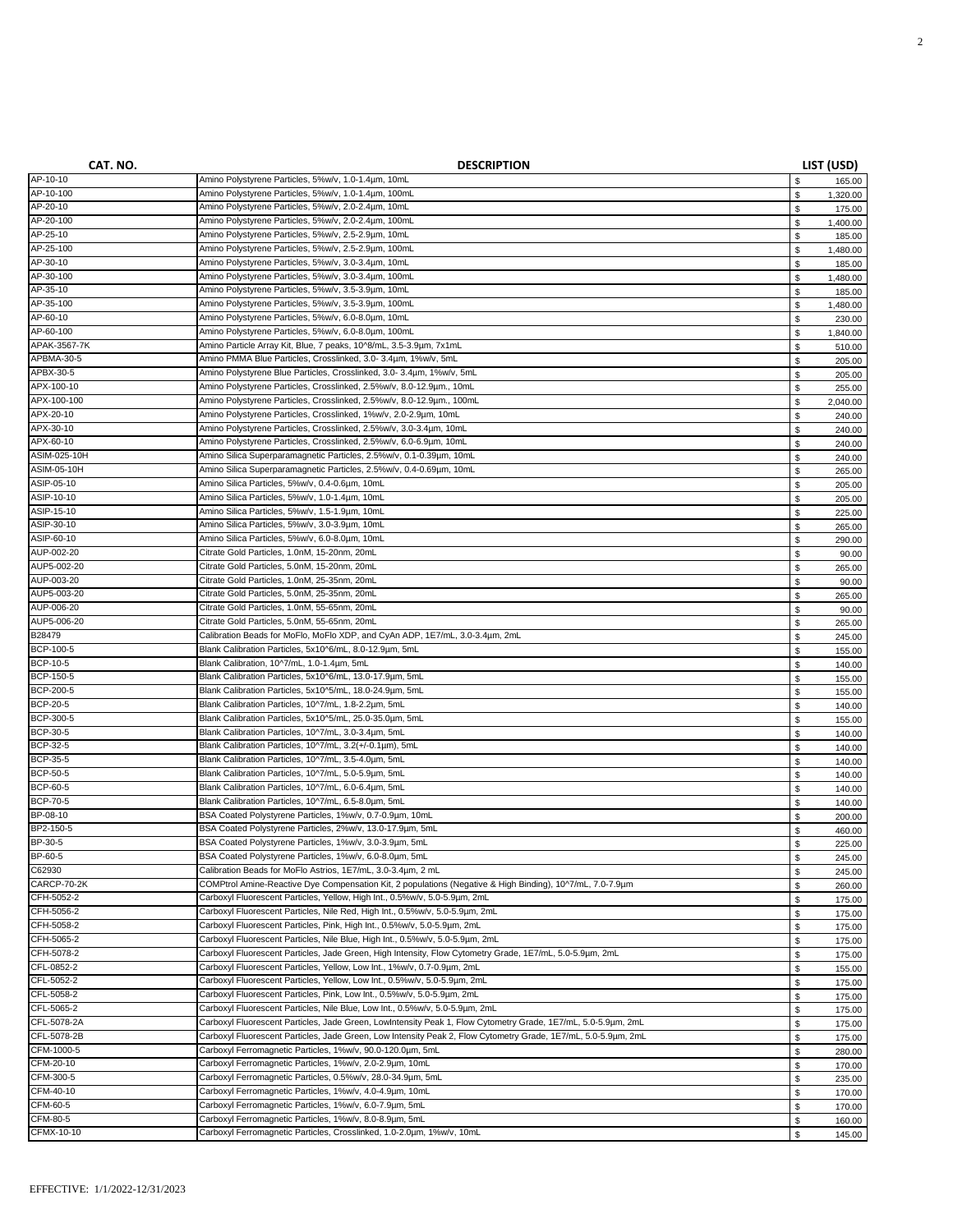| CAT. NO. | DESCRIPTION | LIST (USD) |
| --- | --- | --- |
| AP-10-10 | Amino Polystyrene Particles, 5%w/v, 1.0-1.4µm, 10mL | $ 165.00 |
| AP-10-100 | Amino Polystyrene Particles, 5%w/v, 1.0-1.4µm, 100mL | $ 1,320.00 |
| AP-20-10 | Amino Polystyrene Particles, 5%w/v, 2.0-2.4µm, 10mL | $ 175.00 |
| AP-20-100 | Amino Polystyrene Particles, 5%w/v, 2.0-2.4µm, 100mL | $ 1,400.00 |
| AP-25-10 | Amino Polystyrene Particles, 5%w/v, 2.5-2.9µm, 10mL | $ 185.00 |
| AP-25-100 | Amino Polystyrene Particles, 5%w/v, 2.5-2.9µm, 100mL | $ 1,480.00 |
| AP-30-10 | Amino Polystyrene Particles, 5%w/v, 3.0-3.4µm, 10mL | $ 185.00 |
| AP-30-100 | Amino Polystyrene Particles, 5%w/v, 3.0-3.4µm, 100mL | $ 1,480.00 |
| AP-35-10 | Amino Polystyrene Particles, 5%w/v, 3.5-3.9µm, 10mL | $ 185.00 |
| AP-35-100 | Amino Polystyrene Particles, 5%w/v, 3.5-3.9µm, 100mL | $ 1,480.00 |
| AP-60-10 | Amino Polystyrene Particles, 5%w/v, 6.0-8.0µm, 10mL | $ 230.00 |
| AP-60-100 | Amino Polystyrene Particles, 5%w/v, 6.0-8.0µm, 100mL | $ 1,840.00 |
| APAK-3567-7K | Amino Particle Array Kit, Blue, 7 peaks, 10^8/mL, 3.5-3.9µm, 7x1mL | $ 510.00 |
| APBMA-30-5 | Amino PMMA Blue Particles, Crosslinked, 3.0- 3.4µm, 1%w/v, 5mL | $ 205.00 |
| APBX-30-5 | Amino Polystyrene Blue Particles, Crosslinked, 3.0- 3.4µm, 1%w/v, 5mL | $ 205.00 |
| APX-100-10 | Amino Polystyrene Particles, Crosslinked, 2.5%w/v, 8.0-12.9µm., 10mL | $ 255.00 |
| APX-100-100 | Amino Polystyrene Particles, Crosslinked, 2.5%w/v, 8.0-12.9µm., 100mL | $ 2,040.00 |
| APX-20-10 | Amino Polystyrene Particles, Crosslinked, 1%w/v, 2.0-2.9µm, 10mL | $ 240.00 |
| APX-30-10 | Amino Polystyrene Particles, Crosslinked, 2.5%w/v, 3.0-3.4µm, 10mL | $ 240.00 |
| APX-60-10 | Amino Polystyrene Particles, Crosslinked, 2.5%w/v, 6.0-6.9µm, 10mL | $ 240.00 |
| ASIM-025-10H | Amino Silica Superparamagnetic Particles, 2.5%w/v, 0.1-0.39µm, 10mL | $ 240.00 |
| ASIM-05-10H | Amino Silica Superparamagnetic Particles, 2.5%w/v, 0.4-0.69µm, 10mL | $ 265.00 |
| ASIP-05-10 | Amino Silica Particles, 5%w/v, 0.4-0.6µm, 10mL | $ 205.00 |
| ASIP-10-10 | Amino Silica Particles, 5%w/v, 1.0-1.4µm, 10mL | $ 205.00 |
| ASIP-15-10 | Amino Silica Particles, 5%w/v, 1.5-1.9µm, 10mL | $ 225.00 |
| ASIP-30-10 | Amino Silica Particles, 5%w/v, 3.0-3.9µm, 10mL | $ 265.00 |
| ASIP-60-10 | Amino Silica Particles, 5%w/v, 6.0-8.0µm, 10mL | $ 290.00 |
| AUP-002-20 | Citrate Gold Particles, 1.0nM, 15-20nm, 20mL | $ 90.00 |
| AUP5-002-20 | Citrate Gold Particles, 5.0nM, 15-20nm, 20mL | $ 265.00 |
| AUP-003-20 | Citrate Gold Particles, 1.0nM, 25-35nm, 20mL | $ 90.00 |
| AUP5-003-20 | Citrate Gold Particles, 5.0nM, 25-35nm, 20mL | $ 265.00 |
| AUP-006-20 | Citrate Gold Particles, 1.0nM, 55-65nm, 20mL | $ 90.00 |
| AUP5-006-20 | Citrate Gold Particles, 5.0nM, 55-65nm, 20mL | $ 265.00 |
| B28479 | Calibration Beads for MoFlo, MoFlo XDP, and CyAn ADP, 1E7/mL, 3.0-3.4µm, 2mL | $ 245.00 |
| BCP-100-5 | Blank Calibration Particles, 5x10^6/mL, 8.0-12.9µm, 5mL | $ 155.00 |
| BCP-10-5 | Blank Calibration, 10^7/mL, 1.0-1.4µm, 5mL | $ 140.00 |
| BCP-150-5 | Blank Calibration Particles, 5x10^6/mL, 13.0-17.9µm, 5mL | $ 155.00 |
| BCP-200-5 | Blank Calibration Particles, 5x10^5/mL, 18.0-24.9µm, 5mL | $ 155.00 |
| BCP-20-5 | Blank Calibration Particles, 10^7/mL, 1.8-2.2µm, 5mL | $ 140.00 |
| BCP-300-5 | Blank Calibration Particles, 5x10^5/mL, 25.0-35.0µm, 5mL | $ 155.00 |
| BCP-30-5 | Blank Calibration Particles, 10^7/mL, 3.0-3.4µm, 5mL | $ 140.00 |
| BCP-32-5 | Blank Calibration Particles, 10^7/mL, 3.2(+/-0.1µm), 5mL | $ 140.00 |
| BCP-35-5 | Blank Calibration Particles, 10^7/mL, 3.5-4.0µm, 5mL | $ 140.00 |
| BCP-50-5 | Blank Calibration Particles, 10^7/mL, 5.0-5.9µm, 5mL | $ 140.00 |
| BCP-60-5 | Blank Calibration Particles, 10^7/mL, 6.0-6.4µm, 5mL | $ 140.00 |
| BCP-70-5 | Blank Calibration Particles, 10^7/mL, 6.5-8.0µm, 5mL | $ 140.00 |
| BP-08-10 | BSA Coated Polystyrene Particles, 1%w/v, 0.7-0.9µm, 10mL | $ 200.00 |
| BP2-150-5 | BSA Coated Polystyrene Particles, 2%w/v, 13.0-17.9µm, 5mL | $ 460.00 |
| BP-30-5 | BSA Coated Polystyrene Particles, 1%w/v, 3.0-3.9µm, 5mL | $ 225.00 |
| BP-60-5 | BSA Coated Polystyrene Particles, 1%w/v, 6.0-8.0µm, 5mL | $ 245.00 |
| C62930 | Calibration Beads for MoFlo Astrios, 1E7/mL, 3.0-3.4µm, 2 mL | $ 245.00 |
| CARCP-70-2K | COMPtrol Amine-Reactive Dye Compensation Kit, 2 populations (Negative & High Binding), 10^7/mL, 7.0-7.9µm | $ 260.00 |
| CFH-5052-2 | Carboxyl Fluorescent Particles, Yellow, High Int., 0.5%w/v, 5.0-5.9µm, 2mL | $ 175.00 |
| CFH-5056-2 | Carboxyl Fluorescent Particles, Nile Red, High Int., 0.5%w/v, 5.0-5.9µm, 2mL | $ 175.00 |
| CFH-5058-2 | Carboxyl Fluorescent Particles, Pink, High Int., 0.5%w/v, 5.0-5.9µm, 2mL | $ 175.00 |
| CFH-5065-2 | Carboxyl Fluorescent Particles, Nile Blue, High Int., 0.5%w/v, 5.0-5.9µm, 2mL | $ 175.00 |
| CFH-5078-2 | Carboxyl Fluorescent Particles, Jade Green, High Intensity, Flow Cytometry Grade, 1E7/mL, 5.0-5.9µm, 2mL | $ 175.00 |
| CFL-0852-2 | Carboxyl Fluorescent Particles, Yellow, Low Int., 1%w/v, 0.7-0.9µm, 2mL | $ 155.00 |
| CFL-5052-2 | Carboxyl Fluorescent Particles, Yellow, Low Int., 0.5%w/v, 5.0-5.9µm, 2mL | $ 175.00 |
| CFL-5058-2 | Carboxyl Fluorescent Particles, Pink, Low Int., 0.5%w/v, 5.0-5.9µm, 2mL | $ 175.00 |
| CFL-5065-2 | Carboxyl Fluorescent Particles, Nile Blue, Low Int., 0.5%w/v, 5.0-5.9µm, 2mL | $ 175.00 |
| CFL-5078-2A | Carboxyl Fluorescent Particles, Jade Green, LowIntensity Peak 1, Flow Cytometry Grade, 1E7/mL, 5.0-5.9µm, 2mL | $ 175.00 |
| CFL-5078-2B | Carboxyl Fluorescent Particles, Jade Green, Low Intensity Peak 2, Flow Cytometry Grade, 1E7/mL, 5.0-5.9µm, 2mL | $ 175.00 |
| CFM-1000-5 | Carboxyl Ferromagnetic Particles, 1%w/v, 90.0-120.0µm, 5mL | $ 280.00 |
| CFM-20-10 | Carboxyl Ferromagnetic Particles, 1%w/v, 2.0-2.9µm, 10mL | $ 170.00 |
| CFM-300-5 | Carboxyl Ferromagnetic Particles, 0.5%w/v, 28.0-34.9µm, 5mL | $ 235.00 |
| CFM-40-10 | Carboxyl Ferromagnetic Particles, 1%w/v, 4.0-4.9µm, 10mL | $ 170.00 |
| CFM-60-5 | Carboxyl Ferromagnetic Particles, 1%w/v, 6.0-7.9µm, 5mL | $ 170.00 |
| CFM-80-5 | Carboxyl Ferromagnetic Particles, 1%w/v, 8.0-8.9µm, 5mL | $ 160.00 |
| CFMX-10-10 | Carboxyl Ferromagnetic Particles, Crosslinked, 1.0-2.0µm, 1%w/v, 10mL | $ 145.00 |

EFFECTIVE: 1/1/2022-12/31/2023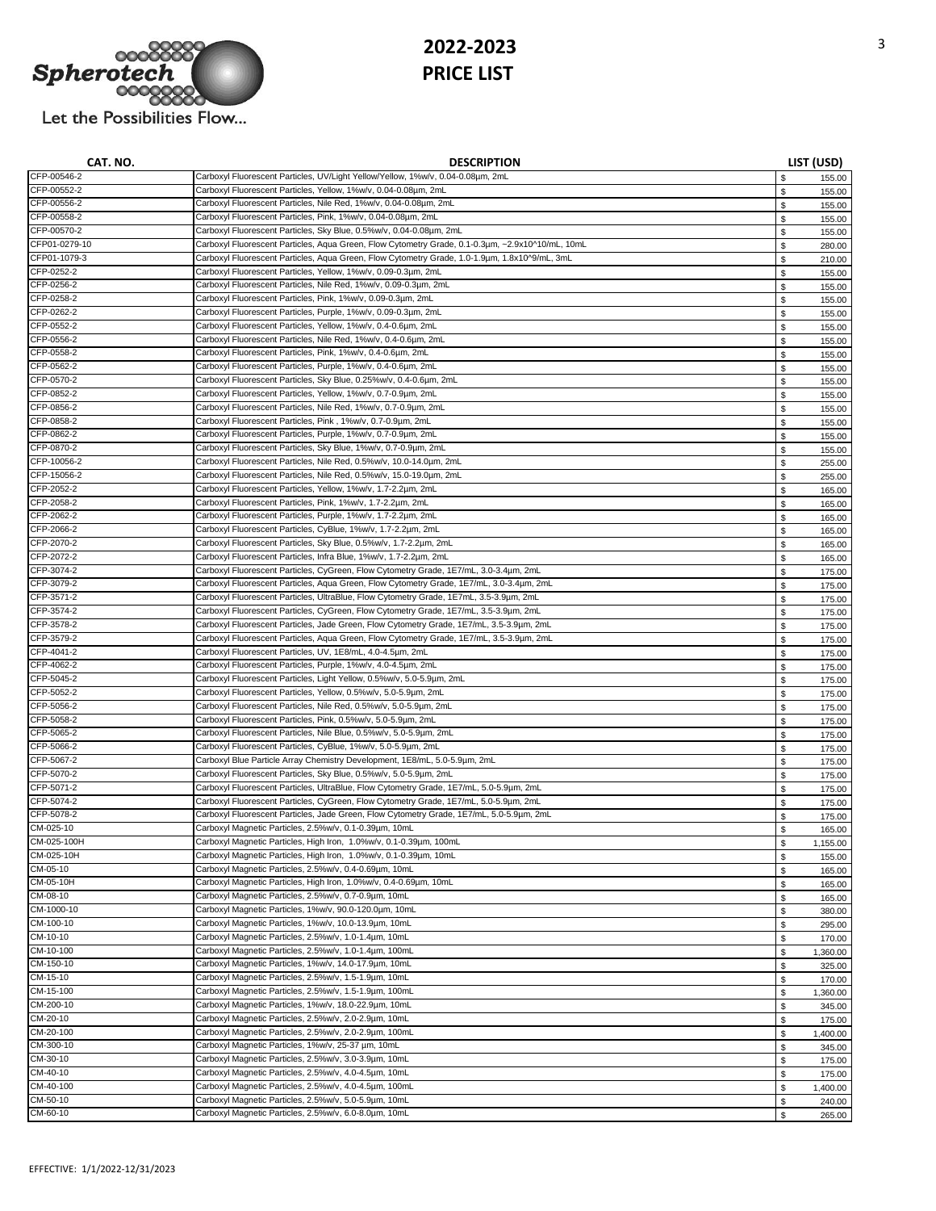# 2022-2023 PRICE LIST

Spherotech

Let the Possibilities Flow...

| CAT. NO. | DESCRIPTION | LIST (USD) |
|---|---|---|
| CFP-00546-2 | Carboxyl Fluorescent Particles, UV/Light Yellow/Yellow, 1%w/v, 0.04-0.08µm, 2mL | $ 155.00 |
| CFP-00552-2 | Carboxyl Fluorescent Particles, Yellow, 1%w/v, 0.04-0.08µm, 2mL | $ 155.00 |
| CFP-00556-2 | Carboxyl Fluorescent Particles, Nile Red, 1%w/v, 0.04-0.08µm, 2mL | $ 155.00 |
| CFP-00558-2 | Carboxyl Fluorescent Particles, Pink, 1%w/v, 0.04-0.08µm, 2mL | $ 155.00 |
| CFP-00570-2 | Carboxyl Fluorescent Particles, Sky Blue, 0.5%w/v, 0.04-0.08µm, 2mL | $ 155.00 |
| CFP01-0279-10 | Carboxyl Fluorescent Particles, Aqua Green, Flow Cytometry Grade, 0.1-0.3µm, ~2.9x10^10/mL, 10mL | $ 280.00 |
| CFP01-1079-3 | Carboxyl Fluorescent Particles, Aqua Green, Flow Cytometry Grade, 1.0-1.9µm, 1.8x10^9/mL, 3mL | $ 210.00 |
| CFP-0252-2 | Carboxyl Fluorescent Particles, Yellow, 1%w/v, 0.09-0.3µm, 2mL | $ 155.00 |
| CFP-0256-2 | Carboxyl Fluorescent Particles, Nile Red, 1%w/v, 0.09-0.3µm, 2mL | $ 155.00 |
| CFP-0258-2 | Carboxyl Fluorescent Particles, Pink, 1%w/v, 0.09-0.3µm, 2mL | $ 155.00 |
| CFP-0262-2 | Carboxyl Fluorescent Particles, Purple, 1%w/v, 0.09-0.3µm, 2mL | $ 155.00 |
| CFP-0552-2 | Carboxyl Fluorescent Particles, Yellow, 1%w/v, 0.4-0.6µm, 2mL | $ 155.00 |
| CFP-0556-2 | Carboxyl Fluorescent Particles, Nile Red, 1%w/v, 0.4-0.6µm, 2mL | $ 155.00 |
| CFP-0558-2 | Carboxyl Fluorescent Particles, Pink, 1%w/v, 0.4-0.6µm, 2mL | $ 155.00 |
| CFP-0562-2 | Carboxyl Fluorescent Particles, Purple, 1%w/v, 0.4-0.6µm, 2mL | $ 155.00 |
| CFP-0570-2 | Carboxyl Fluorescent Particles, Sky Blue, 0.25%w/v, 0.4-0.6µm, 2mL | $ 155.00 |
| CFP-0852-2 | Carboxyl Fluorescent Particles, Yellow, 1%w/v, 0.7-0.9µm, 2mL | $ 155.00 |
| CFP-0856-2 | Carboxyl Fluorescent Particles, Nile Red, 1%w/v, 0.7-0.9µm, 2mL | $ 155.00 |
| CFP-0858-2 | Carboxyl Fluorescent Particles, Pink , 1%w/v, 0.7-0.9µm, 2mL | $ 155.00 |
| CFP-0862-2 | Carboxyl Fluorescent Particles, Purple, 1%w/v, 0.7-0.9µm, 2mL | $ 155.00 |
| CFP-0870-2 | Carboxyl Fluorescent Particles, Sky Blue, 1%w/v, 0.7-0.9µm, 2mL | $ 155.00 |
| CFP-10056-2 | Carboxyl Fluorescent Particles, Nile Red, 0.5%w/v, 10.0-14.0µm, 2mL | $ 255.00 |
| CFP-15056-2 | Carboxyl Fluorescent Particles, Nile Red, 0.5%w/v, 15.0-19.0µm, 2mL | $ 255.00 |
| CFP-2052-2 | Carboxyl Fluorescent Particles, Yellow, 1%w/v, 1.7-2.2µm, 2mL | $ 165.00 |
| CFP-2058-2 | Carboxyl Fluorescent Particles, Pink, 1%w/v, 1.7-2.2µm, 2mL | $ 165.00 |
| CFP-2062-2 | Carboxyl Fluorescent Particles, Purple, 1%w/v, 1.7-2.2µm, 2mL | $ 165.00 |
| CFP-2066-2 | Carboxyl Fluorescent Particles, CyBlue, 1%w/v, 1.7-2.2µm, 2mL | $ 165.00 |
| CFP-2070-2 | Carboxyl Fluorescent Particles, Sky Blue, 0.5%w/v, 1.7-2.2µm, 2mL | $ 165.00 |
| CFP-2072-2 | Carboxyl Fluorescent Particles, Infra Blue, 1%w/v, 1.7-2.2µm, 2mL | $ 165.00 |
| CFP-3074-2 | Carboxyl Fluorescent Particles, CyGreen, Flow Cytometry Grade, 1E7/mL, 3.0-3.4µm, 2mL | $ 175.00 |
| CFP-3079-2 | Carboxyl Fluorescent Particles, Aqua Green, Flow Cytometry Grade, 1E7/mL, 3.0-3.4µm, 2mL | $ 175.00 |
| CFP-3571-2 | Carboxyl Fluorescent Particles, UltraBlue, Flow Cytometry Grade, 1E7/mL, 3.5-3.9µm, 2mL | $ 175.00 |
| CFP-3574-2 | Carboxyl Fluorescent Particles, CyGreen, Flow Cytometry Grade, 1E7/mL, 3.5-3.9µm, 2mL | $ 175.00 |
| CFP-3578-2 | Carboxyl Fluorescent Particles, Jade Green, Flow Cytometry Grade, 1E7/mL, 3.5-3.9µm, 2mL | $ 175.00 |
| CFP-3579-2 | Carboxyl Fluorescent Particles, Aqua Green, Flow Cytometry Grade, 1E7/mL, 3.5-3.9µm, 2mL | $ 175.00 |
| CFP-4041-2 | Carboxyl Fluorescent Particles, UV, 1E8/mL, 4.0-4.5µm, 2mL | $ 175.00 |
| CFP-4062-2 | Carboxyl Fluorescent Particles, Purple, 1%w/v, 4.0-4.5µm, 2mL | $ 175.00 |
| CFP-5045-2 | Carboxyl Fluorescent Particles, Light Yellow, 0.5%w/v, 5.0-5.9µm, 2mL | $ 175.00 |
| CFP-5052-2 | Carboxyl Fluorescent Particles, Yellow, 0.5%w/v, 5.0-5.9µm, 2mL | $ 175.00 |
| CFP-5056-2 | Carboxyl Fluorescent Particles, Nile Red, 0.5%w/v, 5.0-5.9µm, 2mL | $ 175.00 |
| CFP-5058-2 | Carboxyl Fluorescent Particles, Pink, 0.5%w/v, 5.0-5.9µm, 2mL | $ 175.00 |
| CFP-5065-2 | Carboxyl Fluorescent Particles, Nile Blue, 0.5%w/v, 5.0-5.9µm, 2mL | $ 175.00 |
| CFP-5066-2 | Carboxyl Fluorescent Particles, CyBlue, 1%w/v, 5.0-5.9µm, 2mL | $ 175.00 |
| CFP-5067-2 | Carboxyl Blue Particle Array Chemistry Development, 1E8/mL, 5.0-5.9µm, 2mL | $ 175.00 |
| CFP-5070-2 | Carboxyl Fluorescent Particles, Sky Blue, 0.5%w/v, 5.0-5.9µm, 2mL | $ 175.00 |
| CFP-5071-2 | Carboxyl Fluorescent Particles, UltraBlue, Flow Cytometry Grade, 1E7/mL, 5.0-5.9µm, 2mL | $ 175.00 |
| CFP-5074-2 | Carboxyl Fluorescent Particles, CyGreen, Flow Cytometry Grade, 1E7/mL, 5.0-5.9µm, 2mL | $ 175.00 |
| CFP-5078-2 | Carboxyl Fluorescent Particles, Jade Green, Flow Cytometry Grade, 1E7/mL, 5.0-5.9µm, 2mL | $ 175.00 |
| CM-025-10 | Carboxyl Magnetic Particles, 2.5%w/v, 0.1-0.39µm, 10mL | $ 165.00 |
| CM-025-100H | Carboxyl Magnetic Particles, High Iron, 1.0%w/v, 0.1-0.39µm, 100mL | $ 1,155.00 |
| CM-025-10H | Carboxyl Magnetic Particles, High Iron, 1.0%w/v, 0.1-0.39µm, 10mL | $ 155.00 |
| CM-05-10 | Carboxyl Magnetic Particles, 2.5%w/v, 0.4-0.69µm, 10mL | $ 165.00 |
| CM-05-10H | Carboxyl Magnetic Particles, High Iron, 1.0%w/v, 0.4-0.69µm, 10mL | $ 165.00 |
| CM-08-10 | Carboxyl Magnetic Particles, 2.5%w/v, 0.7-0.9µm, 10mL | $ 165.00 |
| CM-1000-10 | Carboxyl Magnetic Particles, 1%w/v, 90.0-120.0µm, 10mL | $ 380.00 |
| CM-100-10 | Carboxyl Magnetic Particles, 1%w/v, 10.0-13.9µm, 10mL | $ 295.00 |
| CM-10-10 | Carboxyl Magnetic Particles, 2.5%w/v, 1.0-1.4µm, 10mL | $ 170.00 |
| CM-10-100 | Carboxyl Magnetic Particles, 2.5%w/v, 1.0-1.4µm, 100mL | $ 1,360.00 |
| CM-150-10 | Carboxyl Magnetic Particles, 1%w/v, 14.0-17.9µm, 10mL | $ 325.00 |
| CM-15-10 | Carboxyl Magnetic Particles, 2.5%w/v, 1.5-1.9µm, 10mL | $ 170.00 |
| CM-15-100 | Carboxyl Magnetic Particles, 2.5%w/v, 1.5-1.9µm, 100mL | $ 1,360.00 |
| CM-200-10 | Carboxyl Magnetic Particles, 1%w/v, 18.0-22.9µm, 10mL | $ 345.00 |
| CM-20-10 | Carboxyl Magnetic Particles, 2.5%w/v, 2.0-2.9µm, 10mL | $ 175.00 |
| CM-20-100 | Carboxyl Magnetic Particles, 2.5%w/v, 2.0-2.9µm, 100mL | $ 1,400.00 |
| CM-300-10 | Carboxyl Magnetic Particles, 1%w/v, 25-37 µm, 10mL | $ 345.00 |
| CM-30-10 | Carboxyl Magnetic Particles, 2.5%w/v, 3.0-3.9µm, 10mL | $ 175.00 |
| CM-40-10 | Carboxyl Magnetic Particles, 2.5%w/v, 4.0-4.5µm, 10mL | $ 175.00 |
| CM-40-100 | Carboxyl Magnetic Particles, 2.5%w/v, 4.0-4.5µm, 100mL | $ 1,400.00 |
| CM-50-10 | Carboxyl Magnetic Particles, 2.5%w/v, 5.0-5.9µm, 10mL | $ 240.00 |
| CM-60-10 | Carboxyl Magnetic Particles, 2.5%w/v, 6.0-8.0µm, 10mL | $ 265.00 |

EFFECTIVE: 1/1/2022-12/31/2023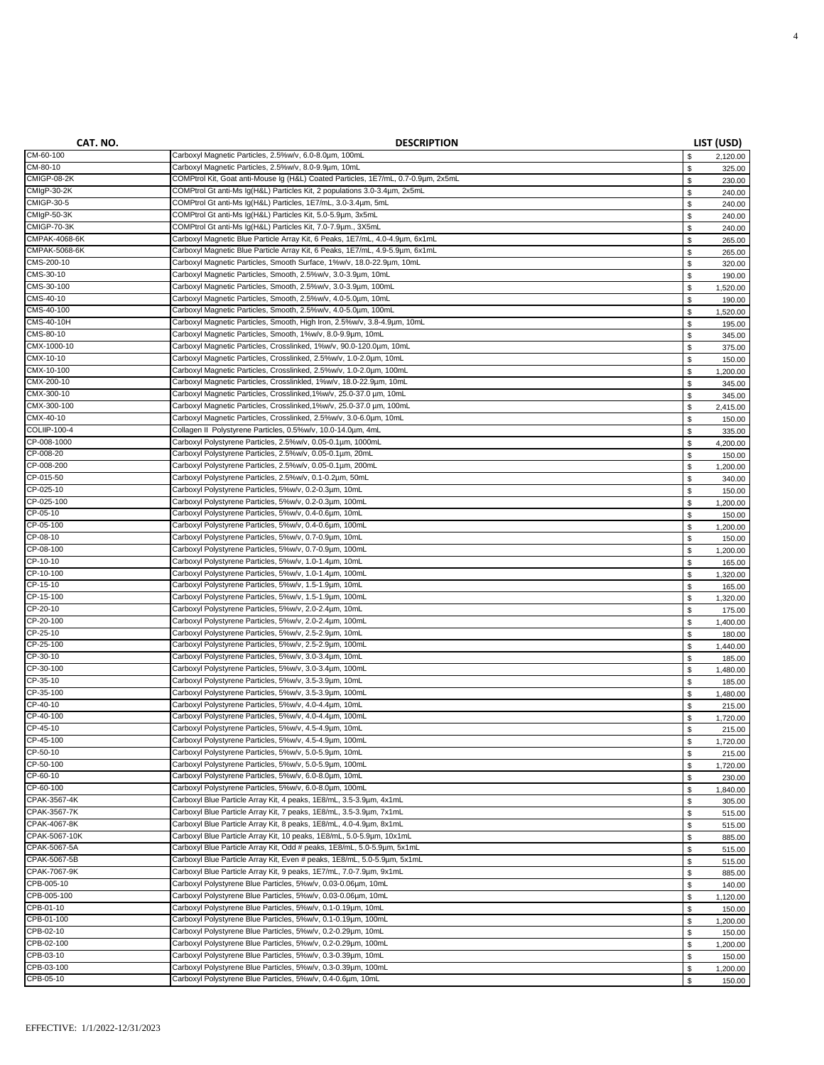| CAT. NO. | DESCRIPTION | LIST (USD) |
|---|---|---|
| CM-60-100 | Carboxyl Magnetic Particles, 2.5%w/v, 6.0-8.0µm, 100mL | $ 2,120.00 |
| CM-80-10 | Carboxyl Magnetic Particles, 2.5%w/v, 8.0-9.9µm, 10mL | $ 325.00 |
| CMIGP-08-2K | COMPtrol Kit, Goat anti-Mouse Ig (H&L) Coated Particles, 1E7/mL, 0.7-0.9µm, 2x5mL | $ 230.00 |
| CMIgP-30-2K | COMPtrol Gt anti-Ms Ig(H&L) Particles Kit, 2 populations 3.0-3.4µm, 2x5mL | $ 240.00 |
| CMIGP-30-5 | COMPtrol Gt anti-Ms Ig(H&L) Particles, 1E7/mL, 3.0-3.4µm, 5mL | $ 240.00 |
| CMIgP-50-3K | COMPtrol Gt anti-Ms Ig(H&L) Particles Kit, 5.0-5.9µm, 3x5mL | $ 240.00 |
| CMIGP-70-3K | COMPtrol Gt anti-Ms Ig(H&L) Particles Kit, 7.0-7.9µm., 3X5mL | $ 240.00 |
| CMPAK-4068-6K | Carboxyl Magnetic Blue Particle Array Kit, 6 Peaks, 1E7/mL, 4.0-4.9µm, 6x1mL | $ 265.00 |
| CMPAK-5068-6K | Carboxyl Magnetic Blue Particle Array Kit, 6 Peaks, 1E7/mL, 4.9-5.9µm, 6x1mL | $ 265.00 |
| CMS-200-10 | Carboxyl Magnetic Particles, Smooth Surface, 1%w/v, 18.0-22.9µm, 10mL | $ 320.00 |
| CMS-30-10 | Carboxyl Magnetic Particles, Smooth, 2.5%w/v, 3.0-3.9µm, 10mL | $ 190.00 |
| CMS-30-100 | Carboxyl Magnetic Particles, Smooth, 2.5%w/v, 3.0-3.9µm, 100mL | $ 1,520.00 |
| CMS-40-10 | Carboxyl Magnetic Particles, Smooth, 2.5%w/v, 4.0-5.0µm, 10mL | $ 190.00 |
| CMS-40-100 | Carboxyl Magnetic Particles, Smooth, 2.5%w/v, 4.0-5.0µm, 100mL | $ 1,520.00 |
| CMS-40-10H | Carboxyl Magnetic Particles, Smooth, High Iron, 2.5%w/v, 3.8-4.9µm, 10mL | $ 195.00 |
| CMS-80-10 | Carboxyl Magnetic Particles, Smooth, 1%w/v, 8.0-9.9µm, 10mL | $ 345.00 |
| CMX-1000-10 | Carboxyl Magnetic Particles, Crosslinked, 1%w/v, 90.0-120.0µm, 10mL | $ 375.00 |
| CMX-10-10 | Carboxyl Magnetic Particles, Crosslinked, 2.5%w/v, 1.0-2.0µm, 10mL | $ 150.00 |
| CMX-10-100 | Carboxyl Magnetic Particles, Crosslinked, 2.5%w/v, 1.0-2.0µm, 100mL | $ 1,200.00 |
| CMX-200-10 | Carboxyl Magnetic Particles, Crosslinkled, 1%w/v, 18.0-22.9µm, 10mL | $ 345.00 |
| CMX-300-10 | Carboxyl Magnetic Particles, Crosslinked,1%w/v, 25.0-37.0 µm, 10mL | $ 345.00 |
| CMX-300-100 | Carboxyl Magnetic Particles, Crosslinked,1%w/v, 25.0-37.0 µm, 100mL | $ 2,415.00 |
| CMX-40-10 | Carboxyl Magnetic Particles, Crosslinked, 2.5%w/v, 3.0-6.0µm, 10mL | $ 150.00 |
| COLIIP-100-4 | Collagen II Polystyrene Particles, 0.5%w/v, 10.0-14.0µm, 4mL | $ 335.00 |
| CP-008-1000 | Carboxyl Polystyrene Particles, 2.5%w/v, 0.05-0.1µm, 1000mL | $ 4,200.00 |
| CP-008-20 | Carboxyl Polystyrene Particles, 2.5%w/v, 0.05-0.1µm, 20mL | $ 150.00 |
| CP-008-200 | Carboxyl Polystyrene Particles, 2.5%w/v, 0.05-0.1µm, 200mL | $ 1,200.00 |
| CP-015-50 | Carboxyl Polystyrene Particles, 2.5%w/v, 0.1-0.2µm, 50mL | $ 340.00 |
| CP-025-10 | Carboxyl Polystyrene Particles, 5%w/v, 0.2-0.3µm, 10mL | $ 150.00 |
| CP-025-100 | Carboxyl Polystyrene Particles, 5%w/v, 0.2-0.3µm, 100mL | $ 1,200.00 |
| CP-05-10 | Carboxyl Polystyrene Particles, 5%w/v, 0.4-0.6µm, 10mL | $ 150.00 |
| CP-05-100 | Carboxyl Polystyrene Particles, 5%w/v, 0.4-0.6µm, 100mL | $ 1,200.00 |
| CP-08-10 | Carboxyl Polystyrene Particles, 5%w/v, 0.7-0.9µm, 10mL | $ 150.00 |
| CP-08-100 | Carboxyl Polystyrene Particles, 5%w/v, 0.7-0.9µm, 100mL | $ 1,200.00 |
| CP-10-10 | Carboxyl Polystyrene Particles, 5%w/v, 1.0-1.4µm, 10mL | $ 165.00 |
| CP-10-100 | Carboxyl Polystyrene Particles, 5%w/v, 1.0-1.4µm, 100mL | $ 1,320.00 |
| CP-15-10 | Carboxyl Polystyrene Particles, 5%w/v, 1.5-1.9µm, 10mL | $ 165.00 |
| CP-15-100 | Carboxyl Polystyrene Particles, 5%w/v, 1.5-1.9µm, 100mL | $ 1,320.00 |
| CP-20-10 | Carboxyl Polystyrene Particles, 5%w/v, 2.0-2.4µm, 10mL | $ 175.00 |
| CP-20-100 | Carboxyl Polystyrene Particles, 5%w/v, 2.0-2.4µm, 100mL | $ 1,400.00 |
| CP-25-10 | Carboxyl Polystyrene Particles, 5%w/v, 2.5-2.9µm, 10mL | $ 180.00 |
| CP-25-100 | Carboxyl Polystyrene Particles, 5%w/v, 2.5-2.9µm, 100mL | $ 1,440.00 |
| CP-30-10 | Carboxyl Polystyrene Particles, 5%w/v, 3.0-3.4µm, 10mL | $ 185.00 |
| CP-30-100 | Carboxyl Polystyrene Particles, 5%w/v, 3.0-3.4µm, 100mL | $ 1,480.00 |
| CP-35-10 | Carboxyl Polystyrene Particles, 5%w/v, 3.5-3.9µm, 10mL | $ 185.00 |
| CP-35-100 | Carboxyl Polystyrene Particles, 5%w/v, 3.5-3.9µm, 100mL | $ 1,480.00 |
| CP-40-10 | Carboxyl Polystyrene Particles, 5%w/v, 4.0-4.4µm, 10mL | $ 215.00 |
| CP-40-100 | Carboxyl Polystyrene Particles, 5%w/v, 4.0-4.4µm, 100mL | $ 1,720.00 |
| CP-45-10 | Carboxyl Polystyrene Particles, 5%w/v, 4.5-4.9µm, 10mL | $ 215.00 |
| CP-45-100 | Carboxyl Polystyrene Particles, 5%w/v, 4.5-4.9µm, 100mL | $ 1,720.00 |
| CP-50-10 | Carboxyl Polystyrene Particles, 5%w/v, 5.0-5.9µm, 10mL | $ 215.00 |
| CP-50-100 | Carboxyl Polystyrene Particles, 5%w/v, 5.0-5.9µm, 100mL | $ 1,720.00 |
| CP-60-10 | Carboxyl Polystyrene Particles, 5%w/v, 6.0-8.0µm, 10mL | $ 230.00 |
| CP-60-100 | Carboxyl Polystyrene Particles, 5%w/v, 6.0-8.0µm, 100mL | $ 1,840.00 |
| CPAK-3567-4K | Carboxyl Blue Particle Array Kit, 4 peaks, 1E8/mL, 3.5-3.9µm, 4x1mL | $ 305.00 |
| CPAK-3567-7K | Carboxyl Blue Particle Array Kit, 7 peaks, 1E8/mL, 3.5-3.9µm, 7x1mL | $ 515.00 |
| CPAK-4067-8K | Carboxyl Blue Particle Array Kit, 8 peaks, 1E8/mL, 4.0-4.9µm, 8x1mL | $ 515.00 |
| CPAK-5067-10K | Carboxyl Blue Particle Array Kit, 10 peaks, 1E8/mL, 5.0-5.9µm, 10x1mL | $ 885.00 |
| CPAK-5067-5A | Carboxyl Blue Particle Array Kit, Odd # peaks, 1E8/mL, 5.0-5.9µm, 5x1mL | $ 515.00 |
| CPAK-5067-5B | Carboxyl Blue Particle Array Kit, Even # peaks, 1E8/mL, 5.0-5.9µm, 5x1mL | $ 515.00 |
| CPAK-7067-9K | Carboxyl Blue Particle Array Kit, 9 peaks, 1E7/mL, 7.0-7.9µm, 9x1mL | $ 885.00 |
| CPB-005-10 | Carboxyl Polystyrene Blue Particles, 5%w/v, 0.03-0.06µm, 10mL | $ 140.00 |
| CPB-005-100 | Carboxyl Polystyrene Blue Particles, 5%w/v, 0.03-0.06µm, 10mL | $ 1,120.00 |
| CPB-01-10 | Carboxyl Polystyrene Blue Particles, 5%w/v, 0.1-0.19µm, 10mL | $ 150.00 |
| CPB-01-100 | Carboxyl Polystyrene Blue Particles, 5%w/v, 0.1-0.19µm, 100mL | $ 1,200.00 |
| CPB-02-10 | Carboxyl Polystyrene Blue Particles, 5%w/v, 0.2-0.29µm, 10mL | $ 150.00 |
| CPB-02-100 | Carboxyl Polystyrene Blue Particles, 5%w/v, 0.2-0.29µm, 100mL | $ 1,200.00 |
| CPB-03-10 | Carboxyl Polystyrene Blue Particles, 5%w/v, 0.3-0.39µm, 10mL | $ 150.00 |
| CPB-03-100 | Carboxyl Polystyrene Blue Particles, 5%w/v, 0.3-0.39µm, 100mL | $ 1,200.00 |
| CPB-05-10 | Carboxyl Polystyrene Blue Particles, 5%w/v, 0.4-0.6µm, 10mL | $ 150.00 |

EFFECTIVE: 1/1/2022-12/31/2023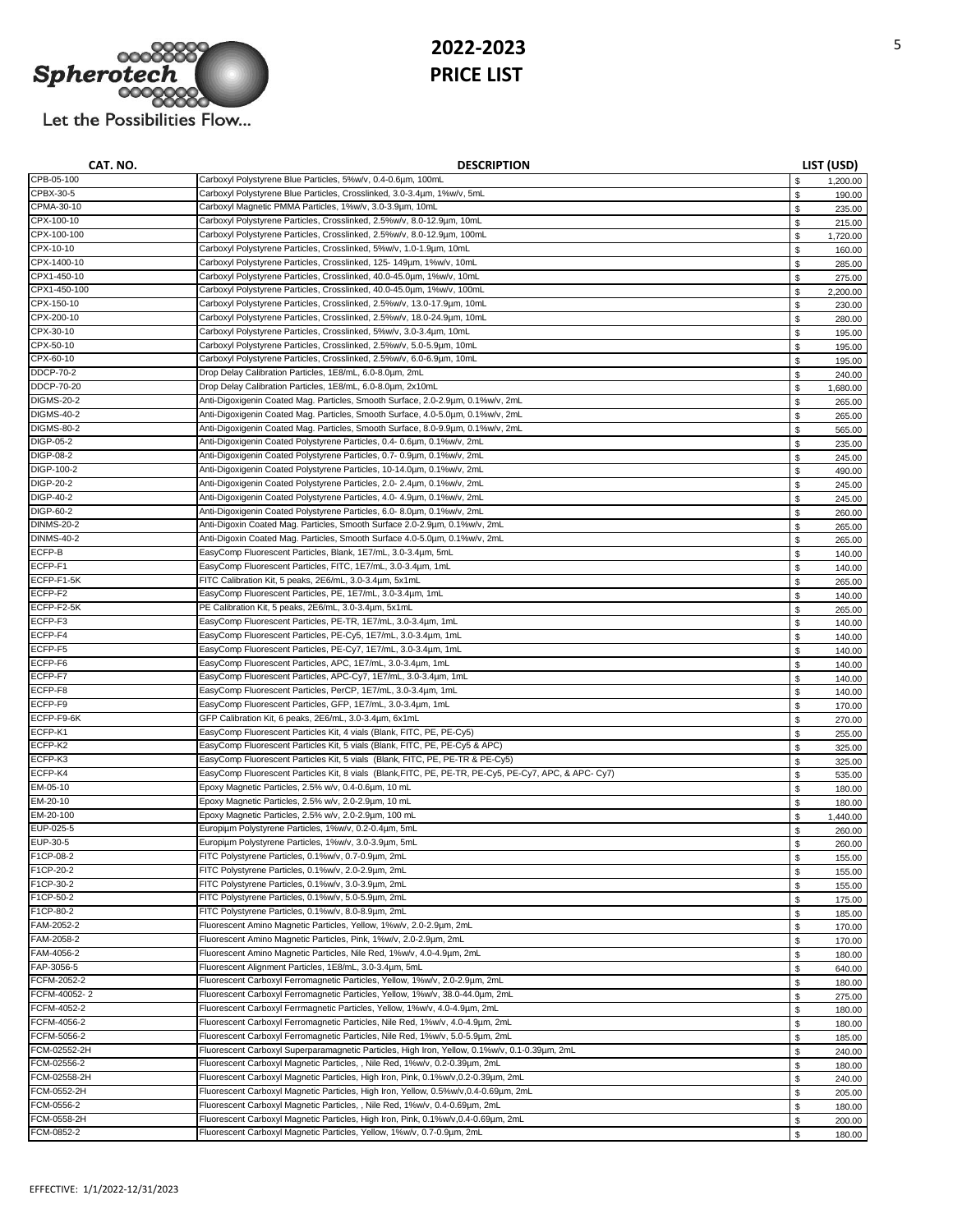# 2022-2023
# PRICE LIST

Let the Possibilities Flow...

| CAT. NO. | DESCRIPTION | LIST (USD) |
|---|---|---|
| CPB-05-100 | Carboxyl Polystyrene Blue Particles, 5%w/v, 0.4-0.6µm, 100mL | $ 1,200.00 |
| CPBX-30-5 | Carboxyl Polystyrene Blue Particles, Crosslinked, 3.0-3.4µm, 1%w/v, 5mL | $ 190.00 |
| CPMA-30-10 | Carboxyl Magnetic PMMA Particles, 1%w/v, 3.0-3.9µm, 10mL | $ 235.00 |
| CPX-100-10 | Carboxyl Polystyrene Particles, Crosslinked, 2.5%w/v, 8.0-12.9µm, 10mL | $ 215.00 |
| CPX-100-100 | Carboxyl Polystyrene Particles, Crosslinked, 2.5%w/v, 8.0-12.9µm, 100mL | $ 1,720.00 |
| CPX-10-10 | Carboxyl Polystyrene Particles, Crosslinked, 5%w/v, 1.0-1.9µm, 10mL | $ 160.00 |
| CPX-1400-10 | Carboxyl Polystyrene Particles, Crosslinked, 125- 149µm, 1%w/v, 10mL | $ 285.00 |
| CPX1-450-10 | Carboxyl Polystyrene Particles, Crosslinked, 40.0-45.0µm, 1%w/v, 10mL | $ 275.00 |
| CPX1-450-100 | Carboxyl Polystyrene Particles, Crosslinked, 40.0-45.0µm, 1%w/v, 100mL | $ 2,200.00 |
| CPX-150-10 | Carboxyl Polystyrene Particles, Crosslinked, 2.5%w/v, 13.0-17.9µm, 10mL | $ 230.00 |
| CPX-200-10 | Carboxyl Polystyrene Particles, Crosslinked, 2.5%w/v, 18.0-24.9µm, 10mL | $ 280.00 |
| CPX-30-10 | Carboxyl Polystyrene Particles, Crosslinked, 5%w/v, 3.0-3.4µm, 10mL | $ 195.00 |
| CPX-50-10 | Carboxyl Polystyrene Particles, Crosslinked, 2.5%w/v, 5.0-5.9µm, 10mL | $ 195.00 |
| CPX-60-10 | Carboxyl Polystyrene Particles, Crosslinked, 2.5%w/v, 6.0-6.9µm, 10mL | $ 195.00 |
| DDCP-70-2 | Drop Delay Calibration Particles, 1E8/mL, 6.0-8.0µm, 2mL | $ 240.00 |
| DDCP-70-20 | Drop Delay Calibration Particles, 1E8/mL, 6.0-8.0µm, 2x10mL | $ 1,680.00 |
| DIGMS-20-2 | Anti-Digoxigenin Coated Mag. Particles, Smooth Surface, 2.0-2.9µm, 0.1%w/v, 2mL | $ 265.00 |
| DIGMS-40-2 | Anti-Digoxigenin Coated Mag. Particles, Smooth Surface, 4.0-5.0µm, 0.1%w/v, 2mL | $ 265.00 |
| DIGMS-80-2 | Anti-Digoxigenin Coated Mag. Particles, Smooth Surface, 8.0-9.9µm, 0.1%w/v, 2mL | $ 565.00 |
| DIGP-05-2 | Anti-Digoxigenin Coated Polystyrene Particles, 0.4- 0.6µm, 0.1%w/v, 2mL | $ 235.00 |
| DIGP-08-2 | Anti-Digoxigenin Coated Polystyrene Particles, 0.7- 0.9µm, 0.1%w/v, 2mL | $ 245.00 |
| DIGP-100-2 | Anti-Digoxigenin Coated Polystyrene Particles, 10-14.0µm, 0.1%w/v, 2mL | $ 490.00 |
| DIGP-20-2 | Anti-Digoxigenin Coated Polystyrene Particles, 2.0- 2.4µm, 0.1%w/v, 2mL | $ 245.00 |
| DIGP-40-2 | Anti-Digoxigenin Coated Polystyrene Particles, 4.0- 4.9µm, 0.1%w/v, 2mL | $ 245.00 |
| DIGP-60-2 | Anti-Digoxigenin Coated Polystyrene Particles, 6.0- 8.0µm, 0.1%w/v, 2mL | $ 260.00 |
| DINMS-20-2 | Anti-Digoxin Coated Mag. Particles, Smooth Surface 2.0-2.9µm, 0.1%w/v, 2mL | $ 265.00 |
| DINMS-40-2 | Anti-Digoxin Coated Mag. Particles, Smooth Surface 4.0-5.0µm, 0.1%w/v, 2mL | $ 265.00 |
| ECFP-B | EasyComp Fluorescent Particles, Blank, 1E7/mL, 3.0-3.4µm, 5mL | $ 140.00 |
| ECFP-F1 | EasyComp Fluorescent Particles, FITC, 1E7/mL, 3.0-3.4µm, 1mL | $ 140.00 |
| ECFP-F1-5K | FITC Calibration Kit, 5 peaks, 2E6/mL, 3.0-3.4µm, 5x1mL | $ 265.00 |
| ECFP-F2 | EasyComp Fluorescent Particles, PE, 1E7/mL, 3.0-3.4µm, 1mL | $ 140.00 |
| ECFP-F2-5K | PE Calibration Kit, 5 peaks, 2E6/mL, 3.0-3.4µm, 5x1mL | $ 265.00 |
| ECFP-F3 | EasyComp Fluorescent Particles, PE-TR, 1E7/mL, 3.0-3.4µm, 1mL | $ 140.00 |
| ECFP-F4 | EasyComp Fluorescent Particles, PE-Cy5, 1E7/mL, 3.0-3.4µm, 1mL | $ 140.00 |
| ECFP-F5 | EasyComp Fluorescent Particles, PE-Cy7, 1E7/mL, 3.0-3.4µm, 1mL | $ 140.00 |
| ECFP-F6 | EasyComp Fluorescent Particles, APC, 1E7/mL, 3.0-3.4µm, 1mL | $ 140.00 |
| ECFP-F7 | EasyComp Fluorescent Particles, APC-Cy7, 1E7/mL, 3.0-3.4µm, 1mL | $ 140.00 |
| ECFP-F8 | EasyComp Fluorescent Particles, PerCP, 1E7/mL, 3.0-3.4µm, 1mL | $ 140.00 |
| ECFP-F9 | EasyComp Fluorescent Particles, GFP, 1E7/mL, 3.0-3.4µm, 1mL | $ 170.00 |
| ECFP-F9-6K | GFP Calibration Kit, 6 peaks, 2E6/mL, 3.0-3.4µm, 6x1mL | $ 270.00 |
| ECFP-K1 | EasyComp Fluorescent Particles Kit, 4 vials (Blank, FITC, PE, PE-Cy5) | $ 255.00 |
| ECFP-K2 | EasyComp Fluorescent Particles Kit, 5 vials (Blank, FITC, PE, PE-Cy5 & APC) | $ 325.00 |
| ECFP-K3 | EasyComp Fluorescent Particles Kit, 5 vials (Blank, FITC, PE, PE-TR & PE-Cy5) | $ 325.00 |
| ECFP-K4 | EasyComp Fluorescent Particles Kit, 8 vials (Blank,FITC, PE, PE-TR, PE-Cy5, PE-Cy7, APC, & APC- Cy7) | $ 535.00 |
| EM-05-10 | Epoxy Magnetic Particles, 2.5% w/v, 0.4-0.6µm, 10 mL | $ 180.00 |
| EM-20-10 | Epoxy Magnetic Particles, 2.5% w/v, 2.0-2.9µm, 10 mL | $ 180.00 |
| EM-20-100 | Epoxy Magnetic Particles, 2.5% w/v, 2.0-2.9µm, 100 mL | $ 1,440.00 |
| EUP-025-5 | Europium Polystyrene Particles, 1%w/v, 0.2-0.4µm, 5mL | $ 260.00 |
| EUP-30-5 | Europium Polystyrene Particles, 1%w/v, 3.0-3.9µm, 5mL | $ 260.00 |
| F1CP-08-2 | FITC Polystyrene Particles, 0.1%w/v, 0.7-0.9µm, 2mL | $ 155.00 |
| F1CP-20-2 | FITC Polystyrene Particles, 0.1%w/v, 2.0-2.9µm, 2mL | $ 155.00 |
| F1CP-30-2 | FITC Polystyrene Particles, 0.1%w/v, 3.0-3.9µm, 2mL | $ 155.00 |
| F1CP-50-2 | FITC Polystyrene Particles, 0.1%w/v, 5.0-5.9µm, 2mL | $ 175.00 |
| F1CP-80-2 | FITC Polystyrene Particles, 0.1%w/v, 8.0-8.9µm, 2mL | $ 185.00 |
| FAM-2052-2 | Fluorescent Amino Magnetic Particles, Yellow, 1%w/v, 2.0-2.9µm, 2mL | $ 170.00 |
| FAM-2058-2 | Fluorescent Amino Magnetic Particles, Pink, 1%w/v, 2.0-2.9µm, 2mL | $ 170.00 |
| FAM-4056-2 | Fluorescent Amino Magnetic Particles, Nile Red, 1%w/v, 4.0-4.9µm, 2mL | $ 180.00 |
| FAP-3056-5 | Fluorescent Alignment Particles, 1E8/mL, 3.0-3.4µm, 5mL | $ 640.00 |
| FCFM-2052-2 | Fluorescent Carboxyl Ferromagnetic Particles, Yellow, 1%w/v, 2.0-2.9µm, 2mL | $ 180.00 |
| FCFM-40052- 2 | Fluorescent Carboxyl Ferromagnetic Particles, Yellow, 1%w/v, 38.0-44.0µm, 2mL | $ 275.00 |
| FCFM-4052-2 | Fluorescent Carboxyl Ferrmagnetic Particles, Yellow, 1%w/v, 4.0-4.9µm, 2mL | $ 180.00 |
| FCFM-4056-2 | Fluorescent Carboxyl Ferromagnetic Particles, Nile Red, 1%w/v, 4.0-4.9µm, 2mL | $ 180.00 |
| FCFM-5056-2 | Fluorescent Carboxyl Ferromagnetic Particles, Nile Red, 1%w/v, 5.0-5.9µm, 2mL | $ 185.00 |
| FCM-02552-2H | Fluorescent Carboxyl Superparamagnetic Particles, High Iron, Yellow, 0.1%w/v, 0.1-0.39µm, 2mL | $ 240.00 |
| FCM-02556-2 | Fluorescent Carboxyl Magnetic Particles, , Nile Red, 1%w/v, 0.2-0.39µm, 2mL | $ 180.00 |
| FCM-02558-2H | Fluorescent Carboxyl Magnetic Particles, High Iron, Pink, 0.1%w/v,0.2-0.39µm, 2mL | $ 240.00 |
| FCM-0552-2H | Fluorescent Carboxyl Magnetic Particles, High Iron, Yellow, 0.5%w/v,0.4-0.69µm, 2mL | $ 205.00 |
| FCM-0556-2 | Fluorescent Carboxyl Magnetic Particles, , Nile Red, 1%w/v, 0.4-0.69µm, 2mL | $ 180.00 |
| FCM-0558-2H | Fluorescent Carboxyl Magnetic Particles, High Iron, Pink, 0.1%w/v,0.4-0.69µm, 2mL | $ 200.00 |
| FCM-0852-2 | Fluorescent Carboxyl Magnetic Particles, Yellow, 1%w/v, 0.7-0.9µm, 2mL | $ 180.00 |

EFFECTIVE: 1/1/2022-12/31/2023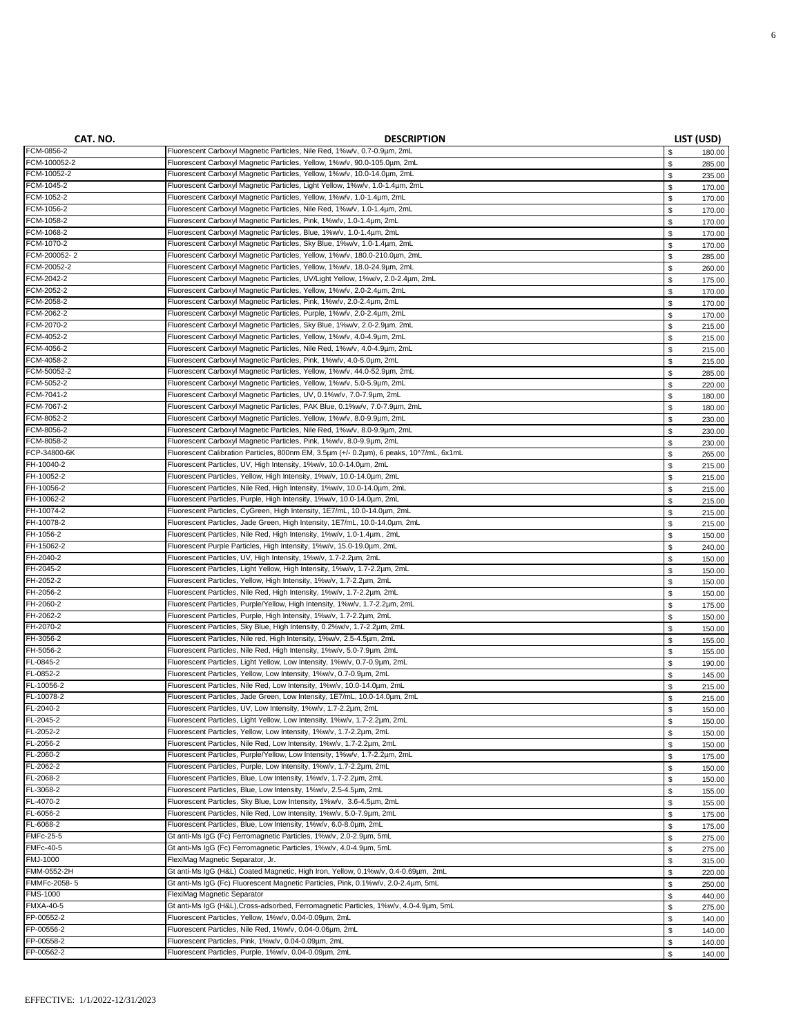| CAT. NO. | DESCRIPTION | LIST (USD) |
|---|---|---|
| FCM-0856-2 | Fluorescent Carboxyl Magnetic Particles, Nile Red, 1%w/v, 0.7-0.9µm, 2mL | $ 180.00 |
| FCM-100052-2 | Fluorescent Carboxyl Magnetic Particles, Yellow, 1%w/v, 90.0-105.0µm, 2mL | $ 285.00 |
| FCM-10052-2 | Fluorescent Carboxyl Magnetic Particles, Yellow, 1%w/v, 10.0-14.0µm, 2mL | $ 235.00 |
| FCM-1045-2 | Fluorescent Carboxyl Magnetic Particles, Light Yellow, 1%w/v, 1.0-1.4µm, 2mL | $ 170.00 |
| FCM-1052-2 | Fluorescent Carboxyl Magnetic Particles, Yellow, 1%w/v, 1.0-1.4µm, 2mL | $ 170.00 |
| FCM-1056-2 | Fluorescent Carboxyl Magnetic Particles, Nile Red, 1%w/v, 1.0-1.4µm, 2mL | $ 170.00 |
| FCM-1058-2 | Fluorescent Carboxyl Magnetic Particles, Pink, 1%w/v, 1.0-1.4µm, 2mL | $ 170.00 |
| FCM-1068-2 | Fluorescent Carboxyl Magnetic Particles, Blue, 1%w/v, 1.0-1.4µm, 2mL | $ 170.00 |
| FCM-1070-2 | Fluorescent Carboxyl Magnetic Particles, Sky Blue, 1%w/v, 1.0-1.4µm, 2mL | $ 170.00 |
| FCM-200052- 2 | Fluorescent Carboxyl Magnetic Particles, Yellow, 1%w/v, 180.0-210.0µm, 2mL | $ 285.00 |
| FCM-20052-2 | Fluorescent Carboxyl Magnetic Particles, Yellow, 1%w/v, 18.0-24.9µm, 2mL | $ 260.00 |
| FCM-2042-2 | Fluorescent Carboxyl Magnetic Particles, UV/Light Yellow, 1%w/v, 2.0-2.4µm, 2mL | $ 175.00 |
| FCM-2052-2 | Fluorescent Carboxyl Magnetic Particles, Yellow, 1%w/v, 2.0-2.4µm, 2mL | $ 170.00 |
| FCM-2058-2 | Fluorescent Carboxyl Magnetic Particles, Pink, 1%w/v, 2.0-2.4µm, 2mL | $ 170.00 |
| FCM-2062-2 | Fluorescent Carboxyl Magnetic Particles, Purple, 1%w/v, 2.0-2.4µm, 2mL | $ 170.00 |
| FCM-2070-2 | Fluorescent Carboxyl Magnetic Particles, Sky Blue, 1%w/v, 2.0-2.9µm, 2mL | $ 215.00 |
| FCM-4052-2 | Fluorescent Carboxyl Magnetic Particles, Yellow, 1%w/v, 4.0-4.9µm, 2mL | $ 215.00 |
| FCM-4056-2 | Fluorescent Carboxyl Magnetic Particles, Nile Red, 1%w/v, 4.0-4.9µm, 2mL | $ 215.00 |
| FCM-4058-2 | Fluorescent Carboxyl Magnetic Particles, Pink, 1%w/v, 4.0-5.0µm, 2mL | $ 215.00 |
| FCM-50052-2 | Fluorescent Carboxyl Magnetic Particles, Yellow, 1%w/v, 44.0-52.9µm, 2mL | $ 285.00 |
| FCM-5052-2 | Fluorescent Carboxyl Magnetic Particles, Yellow, 1%w/v, 5.0-5.9µm, 2mL | $ 220.00 |
| FCM-7041-2 | Fluorescent Carboxyl Magnetic Particles, UV, 0.1%w/v, 7.0-7.9µm, 2mL | $ 180.00 |
| FCM-7067-2 | Fluorescent Carboxyl Magnetic Particles, PAK Blue, 0.1%w/v, 7.0-7.9µm, 2mL | $ 180.00 |
| FCM-8052-2 | Fluorescent Carboxyl Magnetic Particles, Yellow, 1%w/v, 8.0-9.9µm, 2mL | $ 230.00 |
| FCM-8056-2 | Fluorescent Carboxyl Magnetic Particles, Nile Red, 1%w/v, 8.0-9.9µm, 2mL | $ 230.00 |
| FCM-8058-2 | Fluorescent Carboxyl Magnetic Particles, Pink, 1%w/v, 8.0-9.9µm, 2mL | $ 230.00 |
| FCP-34800-6K | Fluorescent Calibration Particles, 800nm EM, 3.5µm (+/- 0.2µm), 6 peaks, 10^7/mL, 6x1mL | $ 265.00 |
| FH-10040-2 | Fluorescent Particles, UV, High Intensity, 1%w/v, 10.0-14.0µm, 2mL | $ 215.00 |
| FH-10052-2 | Fluorescent Particles, Yellow, High Intensity, 1%w/v, 10.0-14.0µm, 2mL | $ 215.00 |
| FH-10056-2 | Fluorescent Particles, Nile Red, High Intensity, 1%w/v, 10.0-14.0µm, 2mL | $ 215.00 |
| FH-10062-2 | Fluorescent Particles, Purple, High Intensity, 1%w/v, 10.0-14.0µm, 2mL | $ 215.00 |
| FH-10074-2 | Fluorescent Particles, CyGreen, High Intensity, 1E7/mL, 10.0-14.0µm, 2mL | $ 215.00 |
| FH-10078-2 | Fluorescent Particles, Jade Green, High Intensity, 1E7/mL, 10.0-14.0µm, 2mL | $ 215.00 |
| FH-1056-2 | Fluorescent Particles, Nile Red, High Intensity, 1%w/v, 1.0-1.4µm., 2mL | $ 150.00 |
| FH-15062-2 | Fluorescent Purple Particles, High Intensity, 1%w/v, 15.0-19.0µm, 2mL | $ 240.00 |
| FH-2040-2 | Fluorescent Particles, UV, High Intensity, 1%w/v, 1.7-2.2µm, 2mL | $ 150.00 |
| FH-2045-2 | Fluorescent Particles, Light Yellow, High Intensity, 1%w/v, 1.7-2.2µm, 2mL | $ 150.00 |
| FH-2052-2 | Fluorescent Particles, Yellow, High Intensity, 1%w/v, 1.7-2.2µm, 2mL | $ 150.00 |
| FH-2056-2 | Fluorescent Particles, Nile Red, High Intensity, 1%w/v, 1.7-2.2µm, 2mL | $ 150.00 |
| FH-2060-2 | Fluorescent Particles, Purple/Yellow, High Intensity, 1%w/v, 1.7-2.2µm, 2mL | $ 175.00 |
| FH-2062-2 | Fluorescent Particles, Purple, High Intensity, 1%w/v, 1.7-2.2µm, 2mL | $ 150.00 |
| FH-2070-2 | Fluorescent Particles, Sky Blue, High Intensity, 0.2%w/v, 1.7-2.2µm, 2mL | $ 150.00 |
| FH-3056-2 | Fluorescent Particles, Nile red, High Intensity, 1%w/v, 2.5-4.5µm, 2mL | $ 155.00 |
| FH-5056-2 | Fluorescent Particles, Nile Red, High Intensity, 1%w/v, 5.0-7.9µm, 2mL | $ 155.00 |
| FL-0845-2 | Fluorescent Particles, Light Yellow, Low Intensity, 1%w/v, 0.7-0.9µm, 2mL | $ 190.00 |
| FL-0852-2 | Fluorescent Particles, Yellow, Low Intensity, 1%w/v, 0.7-0.9µm, 2mL | $ 145.00 |
| FL-10056-2 | Fluorescent Particles, Nile Red, Low Intensity, 1%w/v, 10.0-14.0µm, 2mL | $ 215.00 |
| FL-10078-2 | Fluorescent Particles, Jade Green, Low Intensity, 1E7/mL, 10.0-14.0µm, 2mL | $ 215.00 |
| FL-2040-2 | Fluorescent Particles, UV, Low Intensity, 1%w/v, 1.7-2.2µm, 2mL | $ 150.00 |
| FL-2045-2 | Fluorescent Particles, Light Yellow, Low Intensity, 1%w/v, 1.7-2.2µm, 2mL | $ 150.00 |
| FL-2052-2 | Fluorescent Particles, Yellow, Low Intensity, 1%w/v, 1.7-2.2µm, 2mL | $ 150.00 |
| FL-2056-2 | Fluorescent Particles, Nile Red, Low Intensity, 1%w/v, 1.7-2.2µm, 2mL | $ 150.00 |
| FL-2060-2 | Fluorescent Particles, Purple/Yellow, Low Intensity, 1%w/v, 1.7-2.2µm, 2mL | $ 175.00 |
| FL-2062-2 | Fluorescent Particles, Purple, Low Intensity, 1%w/v, 1.7-2.2µm, 2mL | $ 150.00 |
| FL-2068-2 | Fluorescent Particles, Blue, Low Intensity, 1%w/v, 1.7-2.2µm, 2mL | $ 150.00 |
| FL-3068-2 | Fluorescent Particles, Blue, Low Intensity, 1%w/v, 2.5-4.5µm, 2mL | $ 155.00 |
| FL-4070-2 | Fluorescent Particles, Sky Blue, Low Intensity, 1%w/v, 3.6-4.5µm, 2mL | $ 155.00 |
| FL-6056-2 | Fluorescent Particles, Nile Red, Low Intensity, 1%w/v, 5.0-7.9µm, 2mL | $ 175.00 |
| FL-6068-2 | Fluorescent Particles, Blue, Low Intensity, 1%w/v, 6.0-8.0µm, 2mL | $ 175.00 |
| FMFc-25-5 | Gt anti-Ms IgG (Fc) Ferromagnetic Particles, 1%w/v, 2.0-2.9µm, 5mL | $ 275.00 |
| FMFc-40-5 | Gt anti-Ms IgG (Fc) Ferromagnetic Particles, 1%w/v, 4.0-4.9µm, 5mL | $ 275.00 |
| FMJ-1000 | FlexiMag Magnetic Separator, Jr. | $ 315.00 |
| FMM-0552-2H | Gt anti-Ms IgG (H&L) Coated Magnetic, High Iron, Yellow, 0.1%w/v, 0.4-0.69µm, 2mL | $ 220.00 |
| FMMFc-2058- 5 | Gt anti-Ms IgG (Fc) Fluorescent Magnetic Particles, Pink, 0.1%w/v, 2.0-2.4µm, 5mL | $ 250.00 |
| FMS-1000 | FlexiMag Magnetic Separator | $ 440.00 |
| FMXA-40-5 | Gt anti-Ms IgG (H&L),Cross-adsorbed, Ferromagnetic Particles, 1%w/v, 4.0-4.9µm, 5mL | $ 275.00 |
| FP-00552-2 | Fluorescent Particles, Yellow, 1%w/v, 0.04-0.09µm, 2mL | $ 140.00 |
| FP-00556-2 | Fluorescent Particles, Nile Red, 1%w/v, 0.04-0.06µm, 2mL | $ 140.00 |
| FP-00558-2 | Fluorescent Particles, Pink, 1%w/v, 0.04-0.09µm, 2mL | $ 140.00 |
| FP-00562-2 | Fluorescent Particles, Purple, 1%w/v, 0.04-0.09µm, 2mL | $ 140.00 |

EFFECTIVE: 1/1/2022-12/31/2023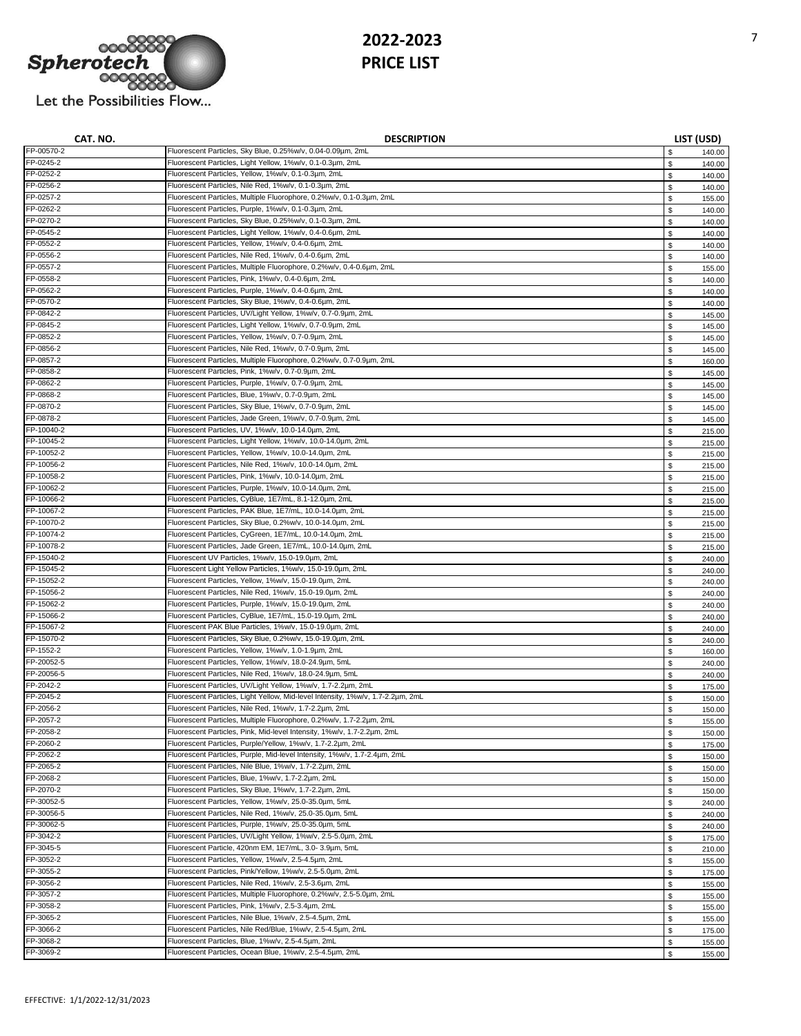# 2022-2023
# PRICE LIST

Let the Possibilities Flow...

| CAT. NO. | DESCRIPTION | LIST (USD) |
|---|---|---|
| FP-00570-2 | Fluorescent Particles, Sky Blue, 0.25%w/v, 0.04-0.09µm, 2mL | $ 140.00 |
| FP-0245-2 | Fluorescent Particles, Light Yellow, 1%w/v, 0.1-0.3µm, 2mL | $ 140.00 |
| FP-0252-2 | Fluorescent Particles, Yellow, 1%w/v, 0.1-0.3µm, 2mL | $ 140.00 |
| FP-0256-2 | Fluorescent Particles, Nile Red, 1%w/v, 0.1-0.3µm, 2mL | $ 140.00 |
| FP-0257-2 | Fluorescent Particles, Multiple Fluorophore, 0.2%w/v, 0.1-0.3µm, 2mL | $ 155.00 |
| FP-0262-2 | Fluorescent Particles, Purple, 1%w/v, 0.1-0.3µm, 2mL | $ 140.00 |
| FP-0270-2 | Fluorescent Particles, Sky Blue, 0.25%w/v, 0.1-0.3µm, 2mL | $ 140.00 |
| FP-0545-2 | Fluorescent Particles, Light Yellow, 1%w/v, 0.4-0.6µm, 2mL | $ 140.00 |
| FP-0552-2 | Fluorescent Particles, Yellow, 1%w/v, 0.4-0.6µm, 2mL | $ 140.00 |
| FP-0556-2 | Fluorescent Particles, Nile Red, 1%w/v, 0.4-0.6µm, 2mL | $ 140.00 |
| FP-0557-2 | Fluorescent Particles, Multiple Fluorophore, 0.2%w/v, 0.4-0.6µm, 2mL | $ 155.00 |
| FP-0558-2 | Fluorescent Particles, Pink, 1%w/v, 0.4-0.6µm, 2mL | $ 140.00 |
| FP-0562-2 | Fluorescent Particles, Purple, 1%w/v, 0.4-0.6µm, 2mL | $ 140.00 |
| FP-0570-2 | Fluorescent Particles, Sky Blue, 1%w/v, 0.4-0.6µm, 2mL | $ 140.00 |
| FP-0842-2 | Fluorescent Particles, UV/Light Yellow, 1%w/v, 0.7-0.9µm, 2mL | $ 145.00 |
| FP-0845-2 | Fluorescent Particles, Light Yellow, 1%w/v, 0.7-0.9µm, 2mL | $ 145.00 |
| FP-0852-2 | Fluorescent Particles, Yellow, 1%w/v, 0.7-0.9µm, 2mL | $ 145.00 |
| FP-0856-2 | Fluorescent Particles, Nile Red, 1%w/v, 0.7-0.9µm, 2mL | $ 145.00 |
| FP-0857-2 | Fluorescent Particles, Multiple Fluorophore, 0.2%w/v, 0.7-0.9µm, 2mL | $ 160.00 |
| FP-0858-2 | Fluorescent Particles, Pink, 1%w/v, 0.7-0.9µm, 2mL | $ 145.00 |
| FP-0862-2 | Fluorescent Particles, Purple, 1%w/v, 0.7-0.9µm, 2mL | $ 145.00 |
| FP-0868-2 | Fluorescent Particles, Blue, 1%w/v, 0.7-0.9µm, 2mL | $ 145.00 |
| FP-0870-2 | Fluorescent Particles, Sky Blue, 1%w/v, 0.7-0.9µm, 2mL | $ 145.00 |
| FP-0878-2 | Fluorescent Particles, Jade Green, 1%w/v, 0.7-0.9µm, 2mL | $ 145.00 |
| FP-10040-2 | Fluorescent Particles, UV, 1%w/v, 10.0-14.0µm, 2mL | $ 215.00 |
| FP-10045-2 | Fluorescent Particles, Light Yellow, 1%w/v, 10.0-14.0µm, 2mL | $ 215.00 |
| FP-10052-2 | Fluorescent Particles, Yellow, 1%w/v, 10.0-14.0µm, 2mL | $ 215.00 |
| FP-10056-2 | Fluorescent Particles, Nile Red, 1%w/v, 10.0-14.0µm, 2mL | $ 215.00 |
| FP-10058-2 | Fluorescent Particles, Pink, 1%w/v, 10.0-14.0µm, 2mL | $ 215.00 |
| FP-10062-2 | Fluorescent Particles, Purple, 1%w/v, 10.0-14.0µm, 2mL | $ 215.00 |
| FP-10066-2 | Fluorescent Particles, CyBlue, 1E7/mL, 8.1-12.0µm, 2mL | $ 215.00 |
| FP-10067-2 | Fluorescent Particles, PAK Blue, 1E7/mL, 10.0-14.0µm, 2mL | $ 215.00 |
| FP-10070-2 | Fluorescent Particles, Sky Blue, 0.2%w/v, 10.0-14.0µm, 2mL | $ 215.00 |
| FP-10074-2 | Fluorescent Particles, CyGreen, 1E7/mL, 10.0-14.0µm, 2mL | $ 215.00 |
| FP-10078-2 | Fluorescent Particles, Jade Green, 1E7/mL, 10.0-14.0µm, 2mL | $ 215.00 |
| FP-15040-2 | Fluorescent UV Particles, 1%w/v, 15.0-19.0µm, 2mL | $ 240.00 |
| FP-15045-2 | Fluorescent Light Yellow Particles, 1%w/v, 15.0-19.0µm, 2mL | $ 240.00 |
| FP-15052-2 | Fluorescent Particles, Yellow, 1%w/v, 15.0-19.0µm, 2mL | $ 240.00 |
| FP-15056-2 | Fluorescent Particles, Nile Red, 1%w/v, 15.0-19.0µm, 2mL | $ 240.00 |
| FP-15062-2 | Fluorescent Particles, Purple, 1%w/v, 15.0-19.0µm, 2mL | $ 240.00 |
| FP-15066-2 | Fluorescent Particles, CyBlue, 1E7/mL, 15.0-19.0µm, 2mL | $ 240.00 |
| FP-15067-2 | Fluorescent PAK Blue Particles, 1%w/v, 15.0-19.0µm, 2mL | $ 240.00 |
| FP-15070-2 | Fluorescent Particles, Sky Blue, 0.2%w/v, 15.0-19.0µm, 2mL | $ 240.00 |
| FP-1552-2 | Fluorescent Particles, Yellow, 1%w/v, 1.0-1.9µm, 2mL | $ 160.00 |
| FP-20052-5 | Fluorescent Particles, Yellow, 1%w/v, 18.0-24.9µm, 5mL | $ 240.00 |
| FP-20056-5 | Fluorescent Particles, Nile Red, 1%w/v, 18.0-24.9µm, 5mL | $ 240.00 |
| FP-2042-2 | Fluorescent Particles, UV/Light Yellow, 1%w/v, 1.7-2.2µm, 2mL | $ 175.00 |
| FP-2045-2 | Fluorescent Particles, Light Yellow, Mid-level Intensity, 1%w/v, 1.7-2.2µm, 2mL | $ 150.00 |
| FP-2056-2 | Fluorescent Particles, Nile Red, 1%w/v, 1.7-2.2µm, 2mL | $ 150.00 |
| FP-2057-2 | Fluorescent Particles, Multiple Fluorophore, 0.2%w/v, 1.7-2.2µm, 2mL | $ 155.00 |
| FP-2058-2 | Fluorescent Particles, Pink, Mid-level Intensity, 1%w/v, 1.7-2.2µm, 2mL | $ 150.00 |
| FP-2060-2 | Fluorescent Particles, Purple/Yellow, 1%w/v, 1.7-2.2µm, 2mL | $ 175.00 |
| FP-2062-2 | Fluorescent Particles, Purple, Mid-level Intensity, 1%w/v, 1.7-2.4µm, 2mL | $ 150.00 |
| FP-2065-2 | Fluorescent Particles, Nile Blue, 1%w/v, 1.7-2.2µm, 2mL | $ 150.00 |
| FP-2068-2 | Fluorescent Particles, Blue, 1%w/v, 1.7-2.2µm, 2mL | $ 150.00 |
| FP-2070-2 | Fluorescent Particles, Sky Blue, 1%w/v, 1.7-2.2µm, 2mL | $ 150.00 |
| FP-30052-5 | Fluorescent Particles, Yellow, 1%w/v, 25.0-35.0µm, 5mL | $ 240.00 |
| FP-30056-5 | Fluorescent Particles, Nile Red, 1%w/v, 25.0-35.0µm, 5mL | $ 240.00 |
| FP-30062-5 | Fluorescent Particles, Purple, 1%w/v, 25.0-35.0µm, 5mL | $ 240.00 |
| FP-3042-2 | Fluorescent Particles, UV/Light Yellow, 1%w/v, 2.5-5.0µm, 2mL | $ 175.00 |
| FP-3045-5 | Fluorescent Particle, 420nm EM, 1E7/mL, 3.0- 3.9µm, 5mL | $ 210.00 |
| FP-3052-2 | Fluorescent Particles, Yellow, 1%w/v, 2.5-4.5µm, 2mL | $ 155.00 |
| FP-3055-2 | Fluorescent Particles, Pink/Yellow, 1%w/v, 2.5-5.0µm, 2mL | $ 175.00 |
| FP-3056-2 | Fluorescent Particles, Nile Red, 1%w/v, 2.5-3.6µm, 2mL | $ 155.00 |
| FP-3057-2 | Fluorescent Particles, Multiple Fluorophore, 0.2%w/v, 2.5-5.0µm, 2mL | $ 155.00 |
| FP-3058-2 | Fluorescent Particles, Pink, 1%w/v, 2.5-3.4µm, 2mL | $ 155.00 |
| FP-3065-2 | Fluorescent Particles, Nile Blue, 1%w/v, 2.5-4.5µm, 2mL | $ 155.00 |
| FP-3066-2 | Fluorescent Particles, Nile Red/Blue, 1%w/v, 2.5-4.5µm, 2mL | $ 175.00 |
| FP-3068-2 | Fluorescent Particles, Blue, 1%w/v, 2.5-4.5µm, 2mL | $ 155.00 |
| FP-3069-2 | Fluorescent Particles, Ocean Blue, 1%w/v, 2.5-4.5µm, 2mL | $ 155.00 |

EFFECTIVE: 1/1/2022-12/31/2023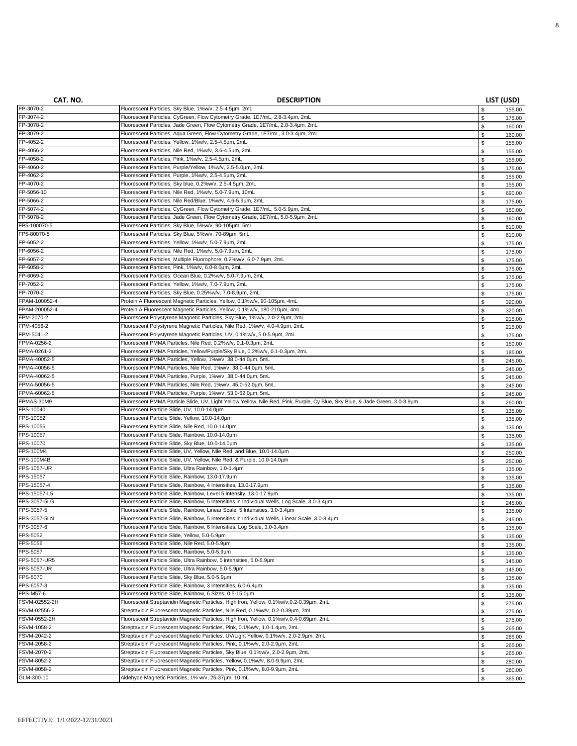| CAT. NO. | DESCRIPTION | LIST (USD) |
| --- | --- | --- |
| FP-3070-2 | Fluorescent Particles, Sky Blue, 1%w/v, 2.5-4.5µm, 2mL | $ 155.00 |
| FP-3074-2 | Fluorescent Particles, CyGreen, Flow Cytometry Grade, 1E7/mL, 2.8-3.4µm, 2mL | $ 175.00 |
| FP-3078-2 | Fluorescent Particles, Jade Green, Flow Cytometry Grade, 1E7/mL, 2.8-3.4µm, 2mL | $ 160.00 |
| FP-3079-2 | Fluorescent Particles, Aqua Green, Flow Cytometry Grade, 1E7/mL, 3.0-3.4µm, 2mL | $ 160.00 |
| FP-4052-2 | Fluorescent Particles, Yellow, 1%w/v, 2.5-4.5µm, 2mL | $ 155.00 |
| FP-4056-2 | Fluorescent Particles, Nile Red, 1%w/v, 3.6-4.5µm, 2mL | $ 155.00 |
| FP-4058-2 | Fluorescent Particles, Pink, 1%w/v, 2.5-4.5µm, 2mL | $ 155.00 |
| FP-4060-2 | Fluorescent Particles, Purple/Yellow, 1%w/v, 2.5-5.0µm, 2mL | $ 175.00 |
| FP-4062-2 | Fluorescent Particles, Purple, 1%w/v, 2.5-4.5µm, 2mL | $ 155.00 |
| FP-4070-2 | Fluorescent Particles, Sky blue, 0.2%w/v, 2.5-4.5µm, 2mL | $ 155.00 |
| FP-5056-10 | Fluorescent Particles, Nile Red, 1%w/v, 5.0-7.9µm, 10mL | $ 690.00 |
| FP-5066-2 | Fluorescent Particles, Nile Red/Blue, 1%w/v, 4.6-5.9µm, 2mL | $ 175.00 |
| FP-5074-2 | Fluorescent Particles, CyGreen, Flow Cytometry Grade, 1E7/mL, 5.0-5.9µm, 2mL | $ 160.00 |
| FP-5078-2 | Fluorescent Particles, Jade Green, Flow Cytometry Grade, 1E7/mL, 5.0-5.9µm, 2mL | $ 160.00 |
| FP5-100070-5 | Fluorescent Particles, Sky Blue, 5%w/v, 90-105µm, 5mL | $ 610.00 |
| FP5-80070-5 | Fluorescent Particles, Sky Blue, 5%w/v, 70-89µm, 5mL | $ 610.00 |
| FP-6052-2 | Fluorescent Particles, Yellow, 1%w/v, 5.0-7.9µm, 2mL | $ 175.00 |
| FP-6056-2 | Fluorescent Particles, Nile Red, 1%w/v, 5.0-7.9µm, 2mL | $ 175.00 |
| FP-6057-2 | Fluorescent Particles, Multiple Fluorophore, 0.2%w/v, 6.0-7.9µm, 2mL | $ 175.00 |
| FP-6058-2 | Fluorescent Particles, Pink, 1%w/v, 6.0-8.0µm, 2mL | $ 175.00 |
| FP-6069-2 | Fluorescent Particles, Ocean Blue, 0.2%w/v, 5.0-7.9µm, 2mL | $ 175.00 |
| FP-7052-2 | Fluorescent Particles, Yellow, 1%w/v, 7.0-7.9µm, 2mL | $ 175.00 |
| FP-7070-2 | Fluorescent Particles, Sky Blue, 0.25%w/v, 7.0-8.9µm, 2mL | $ 175.00 |
| FPAM-100052-4 | Protein A Fluorescent Magnetic Particles, Yellow, 0.1%w/v, 90-105µm, 4mL | $ 320.00 |
| FPAM-200052-4 | Protein A Fluorescent Magnetic Particles, Yellow, 0.1%w/v, 180-210µm, 4mL | $ 320.00 |
| FPM-2070-2 | Fluorescent Polystyrene Magnetic Particles, Sky Blue, 1%w/v, 2.0-2.9µm, 2mL | $ 215.00 |
| FPM-4056-2 | Fluorescent Polystyrene Magnetic Particles, Nile Red, 1%w/v, 4.0-4.9µm, 2mL | $ 215.00 |
| FPM-5041-2 | Fluorescent Polystyrene Magnetic Particles, UV, 0.1%w/v, 5.0-5.9µm, 2mL | $ 175.00 |
| FPMA-0256-2 | Fluorescent PMMA Particles, Nile Red, 0.2%w/v, 0.1-0.3µm, 2mL | $ 150.00 |
| FPMA-0261-2 | Fluorescent PMMA Particles, Yellow/Purple/Sky Blue, 0.2%w/v, 0.1-0.3µm, 2mL | $ 185.00 |
| FPMA-40052-5 | Fluorescent PMMA Particles, Yellow, 1%w/v, 38.0-44.0µm, 5mL | $ 245.00 |
| FPMA-40056-5 | Fluorescent PMMA Particles, Nile Red, 1%w/v, 38.0-44.0µm, 5mL | $ 245.00 |
| FPMA-40062-5 | Fluorescent PMMA Particles, Purple, 1%w/v, 38.0-44.0µm, 5mL | $ 245.00 |
| FPMA-50056-5 | Fluorescent PMMA Particles, Nile Red, 1%w/v, 45.0-52.0µm, 5mL | $ 245.00 |
| FPMA-60062-5 | Fluorescent PMMA Particles, Purple, 1%w/v, 53.0-62.0µm, 5mL | $ 245.00 |
| FPMAS-30M9 | Fluorescent PMMA Particle Slide, UV, Light Yellow,Yellow, Nile Red, Pink, Purple, Cy Blue, Sky Blue, & Jade Green, 3.0-3.9µm | $ 260.00 |
| FPS-10040 | Fluorescent Particle Slide, UV, 10.0-14.0µm | $ 135.00 |
| FPS-10052 | Fluorescent Particle Slide, Yellow, 10.0-14.0µm | $ 135.00 |
| FPS-10056 | Fluorescent Particle Slide, Nile Red, 10.0-14.0µm | $ 135.00 |
| FPS-10057 | Fluorescent Particle Slide, Rainbow, 10.0-14.0µm | $ 135.00 |
| FPS-10070 | Fluorescent Particle Slide, Sky Blue, 10.0-14.0µm | $ 135.00 |
| FPS-100M4 | Fluorescent Particle Slide, UV, Yellow, Nile Red, and Blue, 10.0-14.0µm | $ 250.00 |
| FPS-100M4B | Fluorescent Particle Slide, UV, Yellow, Nile Red, & Purple, 10.0-14.0µm | $ 250.00 |
| FPS-1057-UR | Fluorescent Particle Slide, Ultra Rainbow, 1.0-1.4µm | $ 135.00 |
| FPS-15057 | Fluorescent Particle Slide, Rainbow, 13.0-17.9µm | $ 135.00 |
| FPS-15057-4 | Fluorescent Particle Slide, Rainbow, 4 Intensities, 13.0-17.9µm | $ 135.00 |
| FPS-15057-L5 | Fluorescent Particle Slide, Rainbow, Level 5 Intensity, 13.0-17.9µm | $ 135.00 |
| FPS-3057-5LG | Fluorescent Particle Slide, Rainbow, 5 Intensities in Individual Wells, Log Scale, 3.0-3.4µm | $ 245.00 |
| FPS-3057-5 | Fluorescent Particle Slide, Rainbow, Linear Scale, 5 Intensities, 3.0-3.4µm | $ 135.00 |
| FPS-3057-5LN | Fluorescent Particle Slide, Rainbow, 5 Intensities in Individual Wells, Linear Scale, 3.0-3.4µm | $ 245.00 |
| FPS-3057-6 | Fluorescent Particle Slide, Rainbow, 6 Intensities, Log Scale, 3.0-3.4µm | $ 135.00 |
| FPS-5052 | Fluorescent Particle Slide, Yellow, 5.0-5.9µm | $ 135.00 |
| FPS-5056 | Fluorescent Particle Slide, Nile Red, 5.0-5.9µm | $ 135.00 |
| FPS-5057 | Fluorescent Particle Slide, Rainbow, 5.0-5.9µm | $ 135.00 |
| FPS-5057-UR5 | Fluorescent Particle Slide, Ultra Rainbow, 5 intensities, 5.0-5.9µm | $ 145.00 |
| FPS-5057-UR | Fluorescent Particle Slide, Ultra Rainbow, 5.0-5.9µm | $ 145.00 |
| FPS-5070 | Fluorescent Particle Slide, Sky Blue, 5.0-5.9µm | $ 135.00 |
| FPS-6057-3 | Fluorescent Particle Slide, Rainbow, 3 Intensities, 6.0-6.4µm | $ 135.00 |
| FPS-M57-6 | Fluorescent Particle Slide, Rainbow, 6 Sizes, 0.5-15.0µm | $ 135.00 |
| FSVM-02552-2H | Fluorescent Streptavidin Magnetic Particles, High Iron, Yellow, 0.1%w/v,0.2-0.39µm, 2mL | $ 275.00 |
| FSVM-02556-2 | Streptavidin Fluorescent Magnetic Particles, Nile Red, 0.1%w/v, 0.2-0.39µm, 2mL | $ 275.00 |
| FSVM-0552-2H | Fluorescent Streptavidin Magnetic Particles, High Iron, Yellow, 0.1%w/v,0.4-0.69µm, 2mL | $ 275.00 |
| FSVM-1058-2 | Streptavidin Fluorescent Magnetic Particles, Pink, 0.1%w/v, 1.0-1.4µm, 2mL | $ 265.00 |
| FSVM-2042-2 | Streptavidin Fluorescent Magnetic Particles, UV/Light Yellow, 0.1%w/v, 2.0-2.9µm, 2mL | $ 265.00 |
| FSVM-2058-2 | Streptavidin Fluorescent Magnetic Particles, Pink, 0.1%w/v, 2.0-2.9µm, 2mL | $ 265.00 |
| FSVM-2070-2 | Streptavidin Fluorescent Magnetic Particles, Sky Blue, 0.1%w/v, 2.0-2.9µm, 2mL | $ 265.00 |
| FSVM-8052-2 | Streptavidin Fluorescent Magnetic Particles, Yellow, 0.1%w/v, 8.0-9.9µm, 2mL | $ 280.00 |
| FSVM-8058-2 | Streptavidin Fluorescent Magnetic Particles, Pink, 0.1%w/v, 8.0-9.9µm, 2mL | $ 280.00 |
| GLM-300-10 | Aldehyde Magnetic Particles, 1% w/v, 25-37µm, 10 mL | $ 365.00 |

EFFECTIVE: 1/1/2022-12/31/2023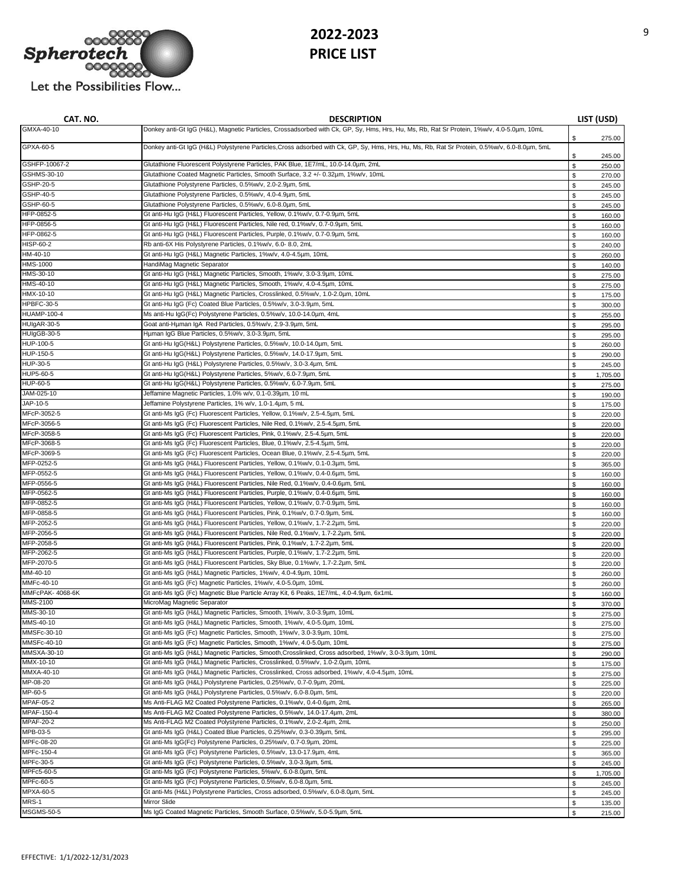# 2022-2023
# PRICE LIST

Spherotech — Let the Possibilities Flow...

| CAT. NO. | DESCRIPTION | LIST (USD) |
|---|---|---|
| GMXA-40-10 | Donkey anti-Gt IgG (H&L), Magnetic Particles, Crossadsorbed with Ck, GP, Sy, Hms, Hrs, Hu, Ms, Rb, Rat Sr Protein, 1%w/v, 4.0-5.0µm, 10mL | $ 275.00 |
| GPXA-60-5 | Donkey anti-Gt IgG (H&L) Polystyrene Particles,Cross adsorbed with Ck, GP, Sy, Hms, Hrs, Hu, Ms, Rb, Rat Sr Protein, 0.5%w/v, 6.0-8.0µm, 5mL | $ 245.00 |
| GSHFP-10067-2 | Glutathione Fluorescent Polystyrene Particles, PAK Blue, 1E7/mL, 10.0-14.0µm, 2mL | $ 250.00 |
| GSHMS-30-10 | Glutathione Coated Magnetic Particles, Smooth Surface, 3.2 +/- 0.32µm, 1%w/v, 10mL | $ 270.00 |
| GSHP-20-5 | Glutathione Polystyrene Particles, 0.5%w/v, 2.0-2.9µm, 5mL | $ 245.00 |
| GSHP-40-5 | Glutathione Polystyrene Particles, 0.5%w/v, 4.0-4.9µm, 5mL | $ 245.00 |
| GSHP-60-5 | Glutathione Polystyrene Particles, 0.5%w/v, 6.0-8.0µm, 5mL | $ 245.00 |
| HFP-0852-5 | Gt anti-Hu IgG (H&L) Fluorescent Particles, Yellow, 0.1%w/v, 0.7-0.9µm, 5mL | $ 160.00 |
| HFP-0856-5 | Gt anti-Hu IgG (H&L) Fluorescent Particles, Nile red, 0.1%w/v, 0.7-0.9µm, 5mL | $ 160.00 |
| HFP-0862-5 | Gt anti-Hu IgG (H&L) Fluorescent Particles, Purple, 0.1%w/v, 0.7-0.9µm, 5mL | $ 160.00 |
| HISP-60-2 | Rb anti-6X His Polystyrene Particles, 0.1%w/v, 6.0- 8.0, 2mL | $ 240.00 |
| HM-40-10 | Gt anti-Hu IgG (H&L) Magnetic Particles, 1%w/v, 4.0-4.5µm, 10mL | $ 260.00 |
| HMS-1000 | HandiMag Magnetic Separator | $ 140.00 |
| HMS-30-10 | Gt anti-Hu IgG (H&L) Magnetic Particles, Smooth, 1%w/v, 3.0-3.9µm, 10mL | $ 275.00 |
| HMS-40-10 | Gt anti-Hu IgG (H&L) Magnetic Particles, Smooth, 1%w/v, 4.0-4.5µm, 10mL | $ 275.00 |
| HMX-10-10 | Gt anti-Hu IgG (H&L) Magnetic Particles, Crosslinked, 0.5%w/v, 1.0-2.0µm, 10mL | $ 175.00 |
| HPBFC-30-5 | Gt anti-Hu IgG (Fc) Coated Blue Particles, 0.5%w/v, 3.0-3.9µm, 5mL | $ 300.00 |
| HUAMP-100-4 | Ms anti-Hu IgG(Fc) Polystyrene Particles, 0.5%w/v, 10.0-14.0µm, 4mL | $ 255.00 |
| HUIgAR-30-5 | Goat anti-Human IgA Red Particles, 0.5%w/v, 2.9-3.9µm, 5mL | $ 295.00 |
| HUIgGB-30-5 | Human IgG Blue Particles, 0.5%w/v, 3.0-3.9µm, 5mL | $ 295.00 |
| HUP-100-5 | Gt anti-Hu IgG(H&L) Polystyrene Particles, 0.5%w/v, 10.0-14.0µm, 5mL | $ 260.00 |
| HUP-150-5 | Gt anti-Hu IgG(H&L) Polystyrene Particles, 0.5%w/v, 14.0-17.9µm, 5mL | $ 290.00 |
| HUP-30-5 | Gt anti-Hu IgG (H&L) Polystyrene Particles, 0.5%w/v, 3.0-3.4µm, 5mL | $ 245.00 |
| HUP5-60-5 | Gt anti-Hu IgG(H&L) Polystyrene Particles, 5%w/v, 6.0-7.9µm, 5mL | $ 1,705.00 |
| HUP-60-5 | Gt anti-Hu IgG(H&L) Polystyrene Particles, 0.5%w/v, 6.0-7.9µm, 5mL | $ 275.00 |
| JAM-025-10 | Jeffamine Magnetic Particles, 1.0% w/v, 0.1-0.39µm, 10 mL | $ 190.00 |
| JAP-10-5 | Jeffamine Polystyrene Particles, 1% w/v, 1.0-1.4µm, 5 mL | $ 175.00 |
| MFcP-3052-5 | Gt anti-Ms IgG (Fc) Fluorescent Particles, Yellow, 0.1%w/v, 2.5-4.5µm, 5mL | $ 220.00 |
| MFcP-3056-5 | Gt anti-Ms IgG (Fc) Fluorescent Particles, Nile Red, 0.1%w/v, 2.5-4.5µm, 5mL | $ 220.00 |
| MFcP-3058-5 | Gt anti-Ms IgG (Fc) Fluorescent Particles, Pink, 0.1%w/v, 2.5-4.5µm, 5mL | $ 220.00 |
| MFcP-3068-5 | Gt anti-Ms IgG (Fc) Fluorescent Particles, Blue, 0.1%w/v, 2.5-4.5µm, 5mL | $ 220.00 |
| MFcP-3069-5 | Gt anti-Ms IgG (Fc) Fluorescent Particles, Ocean Blue, 0.1%w/v, 2.5-4.5µm, 5mL | $ 220.00 |
| MFP-0252-5 | Gt anti-Ms IgG (H&L) Fluorescent Particles, Yellow, 0.1%w/v, 0.1-0.3µm, 5mL | $ 365.00 |
| MFP-0552-5 | Gt anti-Ms IgG (H&L) Fluorescent Particles, Yellow, 0.1%w/v, 0.4-0.6µm, 5mL | $ 160.00 |
| MFP-0556-5 | Gt anti-Ms IgG (H&L) Fluorescent Particles, Nile Red, 0.1%w/v, 0.4-0.6µm, 5mL | $ 160.00 |
| MFP-0562-5 | Gt anti-Ms IgG (H&L) Fluorescent Particles, Purple, 0.1%w/v, 0.4-0.6µm, 5mL | $ 160.00 |
| MFP-0852-5 | Gt anti-Ms IgG (H&L) Fluorescent Particles, Yellow, 0.1%w/v, 0.7-0.9µm, 5mL | $ 160.00 |
| MFP-0858-5 | Gt anti-Ms IgG (H&L) Fluorescent Particles, Pink, 0.1%w/v, 0.7-0.9µm, 5mL | $ 160.00 |
| MFP-2052-5 | Gt anti-Ms IgG (H&L) Fluorescent Particles, Yellow, 0.1%w/v, 1.7-2.2µm, 5mL | $ 220.00 |
| MFP-2056-5 | Gt anti-Ms IgG (H&L) Fluorescent Particles, Nile Red, 0.1%w/v, 1.7-2.2µm, 5mL | $ 220.00 |
| MFP-2058-5 | Gt anti-Ms IgG (H&L) Fluorescent Particles, Pink, 0.1%w/v, 1.7-2.2µm, 5mL | $ 220.00 |
| MFP-2062-5 | Gt anti-Ms IgG (H&L) Fluorescent Particles, Purple, 0.1%w/v, 1.7-2.2µm, 5mL | $ 220.00 |
| MFP-2070-5 | Gt anti-Ms IgG (H&L) Fluorescent Particles, Sky Blue, 0.1%w/v, 1.7-2.2µm, 5mL | $ 220.00 |
| MM-40-10 | Gt anti-Ms IgG (H&L) Magnetic Particles, 1%w/v, 4.0-4.9µm, 10mL | $ 260.00 |
| MMFc-40-10 | Gt anti-Ms IgG (Fc) Magnetic Particles, 1%w/v, 4.0-5.0µm, 10mL | $ 260.00 |
| MMFcPAK- 4068-6K | Gt anti-Ms IgG (Fc) Magnetic Blue Particle Array Kit, 6 Peaks, 1E7/mL, 4.0-4.9µm, 6x1mL | $ 160.00 |
| MMS-2100 | MicroMag Magnetic Separator | $ 370.00 |
| MMS-30-10 | Gt anti-Ms IgG (H&L) Magnetic Particles, Smooth, 1%w/v, 3.0-3.9µm, 10mL | $ 275.00 |
| MMS-40-10 | Gt anti-Ms IgG (H&L) Magnetic Particles, Smooth, 1%w/v, 4.0-5.0µm, 10mL | $ 275.00 |
| MMSFc-30-10 | Gt anti-Ms IgG (Fc) Magnetic Particles, Smooth, 1%w/v, 3.0-3.9µm, 10mL | $ 275.00 |
| MMSFc-40-10 | Gt anti-Ms IgG (Fc) Magnetic Particles, Smooth, 1%w/v, 4.0-5.0µm, 10mL | $ 275.00 |
| MMSXA-30-10 | Gt anti-Ms IgG (H&L) Magnetic Particles, Smooth,Crosslinked, Cross adsorbed, 1%w/v, 3.0-3.9µm, 10mL | $ 290.00 |
| MMX-10-10 | Gt anti-Ms IgG (H&L) Magnetic Particles, Crosslinked, 0.5%w/v, 1.0-2.0µm, 10mL | $ 175.00 |
| MMXA-40-10 | Gt anti-Ms IgG (H&L) Magnetic Particles, Crosslinked, Cross adsorbed, 1%w/v, 4.0-4.5µm, 10mL | $ 275.00 |
| MP-08-20 | Gt anti-Ms IgG (H&L) Polystyrene Particles, 0.25%w/v, 0.7-0.9µm, 20mL | $ 225.00 |
| MP-60-5 | Gt anti-Ms IgG (H&L) Polystyrene Particles, 0.5%w/v, 6.0-8.0µm, 5mL | $ 220.00 |
| MPAF-05-2 | Ms Anti-FLAG M2 Coated Polystyrene Particles, 0.1%w/v, 0.4-0.6µm, 2mL | $ 265.00 |
| MPAF-150-4 | Ms Anti-FLAG M2 Coated Polystyrene Particles, 0.5%w/v, 14.0-17.4µm, 2mL | $ 380.00 |
| MPAF-20-2 | Ms Anti-FLAG M2 Coated Polystyrene Particles, 0.1%w/v, 2.0-2.4µm, 2mL | $ 250.00 |
| MPB-03-5 | Gt anti-Ms IgG (H&L) Coated Blue Particles, 0.25%w/v, 0.3-0.39µm, 5mL | $ 295.00 |
| MPFc-08-20 | Gt anti-Ms IgG(Fc) Polystyrene Particles, 0.25%w/v, 0.7-0.9µm, 20mL | $ 225.00 |
| MPFc-150-4 | Gt anti-Ms IgG (Fc) Polystyrene Particles, 0.5%w/v, 13.0-17.9µm, 4mL | $ 365.00 |
| MPFc-30-5 | Gt anti-Ms IgG (Fc) Polystyrene Particles, 0.5%w/v, 3.0-3.9µm, 5mL | $ 245.00 |
| MPFc5-60-5 | Gt anti-Ms IgG (Fc) Polystyrene Particles, 5%w/v, 6.0-8.0µm, 5mL | $ 1,705.00 |
| MPFc-60-5 | Gt anti-Ms IgG (Fc) Polystyrene Particles, 0.5%w/v, 6.0-8.0µm, 5mL | $ 245.00 |
| MPXA-60-5 | Gt anti-Ms (H&L) Polystyrene Particles, Cross adsorbed, 0.5%w/v, 6.0-8.0µm, 5mL | $ 245.00 |
| MRS-1 | Mirror Slide | $ 135.00 |
| MSGMS-50-5 | Ms IgG Coated Magnetic Particles, Smooth Surface, 0.5%w/v, 5.0-5.9µm, 5mL | $ 215.00 |

EFFECTIVE: 1/1/2022-12/31/2023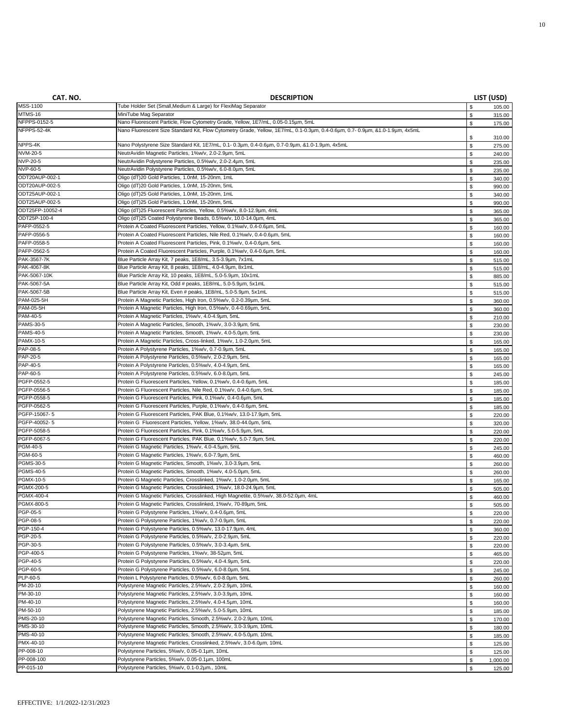| CAT. NO. | DESCRIPTION | LIST (USD) |
| --- | --- | --- |
| MSS-1100 | Tube Holder Set (Small,Medium & Large) for FlexiMag Separator | $ 105.00 |
| MTMS-16 | MiniTube Mag Separator | $ 315.00 |
| NFPPS-0152-5 | Nano Fluorescent Particle, Flow Cytometry Grade, Yellow, 1E7/mL, 0.05-0.15µm, 5mL | $ 175.00 |
| NFPPS-52-4K | Nano Fluorescent Size Standard Kit, Flow Cytometry Grade, Yellow, 1E7/mL, 0.1-0.3µm, 0.4-0.6µm, 0.7- 0.9µm, &1.0-1.9µm, 4x5mL | $ 310.00 |
| NPPS-4K | Nano Polystyrene Size Standard Kit, 1E7/mL, 0.1- 0.3µm, 0.4-0.6µm, 0.7-0.9µm, &1.0-1.9µm, 4x5mL | $ 275.00 |
| NVM-20-5 | NeutrAvidin Magnetic Particles, 1%w/v, 2.0-2.9µm, 5mL | $ 240.00 |
| NVP-20-5 | NeutrAvidin Polystyrene Particles, 0.5%w/v, 2.0-2.4µm, 5mL | $ 235.00 |
| NVP-60-5 | NeutrAvidin Polystyrene Particles, 0.5%w/v, 6.0-8.0µm, 5mL | $ 235.00 |
| ODT20AUP-002-1 | Oligo (dT)20 Gold Particles, 1.0nM, 15-20nm, 1mL | $ 340.00 |
| ODT20AUP-002-5 | Oligo (dT)20 Gold Particles, 1.0nM, 15-20nm, 5mL | $ 990.00 |
| ODT25AUP-002-1 | Oligo (dT)25 Gold Particles, 1.0nM, 15-20nm, 1mL | $ 340.00 |
| ODT25AUP-002-5 | Oligo (dT)25 Gold Particles, 1.0nM, 15-20nm, 5mL | $ 990.00 |
| ODT25FP-10052-4 | Oligo (dT)25 Fluorescent Particles, Yellow, 0.5%w/v, 8.0-12.9µm, 4mL | $ 365.00 |
| ODT25P-100-4 | Oligo (dT)25 Coated Polystyrene Beads, 0.5%w/v, 10.0-14.0µm, 4mL | $ 365.00 |
| PAFP-0552-5 | Protein A Coated Fluorescent Particles, Yellow, 0.1%w/v, 0.4-0.6µm, 5mL | $ 160.00 |
| PAFP-0556-5 | Protein A Coated Fluorescent Particles, Nile Red, 0.1%w/v, 0.4-0.6µm, 5mL | $ 160.00 |
| PAFP-0558-5 | Protein A Coated Fluorescent Particles, Pink, 0.1%w/v, 0.4-0.6µm, 5mL | $ 160.00 |
| PAFP-0562-5 | Protein A Coated Fluorescent Particles, Purple, 0.1%w/v, 0.4-0.6µm, 5mL | $ 160.00 |
| PAK-3567-7K | Blue Particle Array Kit, 7 peaks, 1E8/mL, 3.5-3.9µm, 7x1mL | $ 515.00 |
| PAK-4067-8K | Blue Particle Array Kit, 8 peaks, 1E8/mL, 4.0-4.9µm, 8x1mL | $ 515.00 |
| PAK-5067-10K | Blue Particle Array Kit, 10 peaks, 1E8/mL, 5.0-5.9µm, 10x1mL | $ 885.00 |
| PAK-5067-5A | Blue Particle Array Kit, Odd # peaks, 1E8/mL, 5.0-5.9µm, 5x1mL | $ 515.00 |
| PAK-5067-5B | Blue Particle Array Kit, Even # peaks, 1E8/mL, 5.0-5.9µm, 5x1mL | $ 515.00 |
| PAM-025-5H | Protein A Magnetic Particles, High Iron, 0.5%w/v, 0.2-0.39µm, 5mL | $ 360.00 |
| PAM-05-5H | Protein A Magnetic Particles, High Iron, 0.5%w/v, 0.4-0.69µm, 5mL | $ 360.00 |
| PAM-40-5 | Protein A Magnetic Particles, 1%w/v, 4.0-4.9µm, 5mL | $ 210.00 |
| PAMS-30-5 | Protein A Magnetic Particles, Smooth, 1%w/v, 3.0-3.9µm, 5mL | $ 230.00 |
| PAMS-40-5 | Protein A Magnetic Particles, Smooth, 1%w/v, 4.0-5.0µm, 5mL | $ 230.00 |
| PAMX-10-5 | Protein A Magnetic Particles, Cross-linked, 1%w/v, 1.0-2.0µm, 5mL | $ 165.00 |
| PAP-08-5 | Protein A Polystyrene Particles, 1%w/v, 0.7-0.9µm, 5mL | $ 165.00 |
| PAP-20-5 | Protein A Polystyrene Particles, 0.5%w/v, 2.0-2.9µm, 5mL | $ 165.00 |
| PAP-40-5 | Protein A Polystyrene Particles, 0.5%w/v, 4.0-4.9µm, 5mL | $ 165.00 |
| PAP-60-5 | Protein A Polystyrene Particles, 0.5%w/v, 6.0-8.0µm, 5mL | $ 245.00 |
| PGFP-0552-5 | Protein G Fluorescent Particles, Yellow, 0.1%w/v, 0.4-0.6µm, 5mL | $ 185.00 |
| PGFP-0556-5 | Protein G Fluorescent Particles, Nile Red, 0.1%w/v, 0.4-0.6µm, 5mL | $ 185.00 |
| PGFP-0558-5 | Protein G Fluorescent Particles, Pink, 0.1%w/v, 0.4-0.6µm, 5mL | $ 185.00 |
| PGFP-0562-5 | Protein G Fluorescent Particles, Purple, 0.1%w/v, 0.4-0.6µm, 5mL | $ 185.00 |
| PGFP-15067- 5 | Protein G Fluorescent Particles, PAK Blue, 0.1%w/v, 13.0-17.9µm, 5mL | $ 220.00 |
| PGFP-40052- 5 | Protein G Fluorescent Particles, Yellow, 1%w/v, 38.0-44.0µm, 5mL | $ 320.00 |
| PGFP-5058-5 | Protein G Fluorescent Particles, Pink, 0.1%w/v, 5.0-5.9µm, 5mL | $ 220.00 |
| PGFP-6067-5 | Protein G Fluorescent Particles, PAK Blue, 0.1%w/v, 5.0-7.9µm, 5mL | $ 220.00 |
| PGM-40-5 | Protein G Magnetic Particles, 1%w/v, 4.0-4.5µm, 5mL | $ 245.00 |
| PGM-60-5 | Protein G Magnetic Particles, 1%w/v, 6.0-7.9µm, 5mL | $ 460.00 |
| PGMS-30-5 | Protein G Magnetic Particles, Smooth, 1%w/v, 3.0-3.9µm, 5mL | $ 260.00 |
| PGMS-40-5 | Protein G Magnetic Particles, Smooth, 1%w/v, 4.0-5.0µm, 5mL | $ 260.00 |
| PGMX-10-5 | Protein G Magnetic Particles, Crosslinked, 1%w/v, 1.0-2.0µm, 5mL | $ 165.00 |
| PGMX-200-5 | Protein G Magnetic Particles, Crosslinked, 1%w/v, 18.0-24.9µm, 5mL | $ 505.00 |
| PGMX-400-4 | Protein G Magnetic Particles, Crosslinked, High Magnetite, 0.5%w/v, 38.0-52.0µm, 4mL | $ 460.00 |
| PGMX-800-5 | Protein G Magnetic Particles, Crosslinked, 1%w/v, 70-89µm, 5mL | $ 505.00 |
| PGP-05-5 | Protein G Polystyrene Particles, 1%w/v, 0.4-0.6µm, 5mL | $ 220.00 |
| PGP-08-5 | Protein G Polystyrene Particles, 1%w/v, 0.7-0.9µm, 5mL | $ 220.00 |
| PGP-150-4 | Protein G Polystyrene Particles, 0.5%w/v, 13.0-17.9µm, 4mL | $ 360.00 |
| PGP-20-5 | Protein G Polystyrene Particles, 0.5%w/v, 2.0-2.9µm, 5mL | $ 220.00 |
| PGP-30-5 | Protein G Polystyrene Particles, 0.5%w/v, 3.0-3.4µm, 5mL | $ 220.00 |
| PGP-400-5 | Protein G Polystyrene Particles, 1%w/v, 38-52µm, 5mL | $ 465.00 |
| PGP-40-5 | Protein G Polystyrene Particles, 0.5%w/v, 4.0-4.9µm, 5mL | $ 220.00 |
| PGP-60-5 | Protein G Polystyrene Particles, 0.5%w/v, 6.0-8.0µm, 5mL | $ 245.00 |
| PLP-60-5 | Protein L Polystyrene Particles, 0.5%w/v, 6.0-8.0µm, 5mL | $ 260.00 |
| PM-20-10 | Polystyrene Magnetic Particles, 2.5%w/v, 2.0-2.9µm, 10mL | $ 160.00 |
| PM-30-10 | Polystyrene Magnetic Particles, 2.5%w/v, 3.0-3.9µm, 10mL | $ 160.00 |
| PM-40-10 | Polystyrene Magnetic Particles, 2.5%w/v, 4.0-4.5µm, 10mL | $ 160.00 |
| PM-50-10 | Polystyrene Magnetic Particles, 2.5%w/v, 5.0-5.9µm, 10mL | $ 185.00 |
| PMS-20-10 | Polystyrene Magnetic Particles, Smooth, 2.5%w/v, 2.0-2.9µm, 10mL | $ 170.00 |
| PMS-30-10 | Polystyrene Magnetic Particles, Smooth, 2.5%w/v, 3.0-3.9µm, 10mL | $ 180.00 |
| PMS-40-10 | Polystyrene Magnetic Particles, Smooth, 2.5%w/v, 4.0-5.0µm, 10mL | $ 185.00 |
| PMX-40-10 | Polystyrene Magnetic Particles, Crosslinked, 2.5%w/v, 3.0-6.0µm, 10mL | $ 125.00 |
| PP-008-10 | Polystyrene Particles, 5%w/v, 0.05-0.1µm, 10mL | $ 125.00 |
| PP-008-100 | Polystyrene Particles, 5%w/v, 0.05-0.1µm, 100mL | $ 1,000.00 |
| PP-015-10 | Polystyrene Particles, 5%w/v, 0.1-0.2µm., 10mL | $ 125.00 |

EFFECTIVE: 1/1/2022-12/31/2023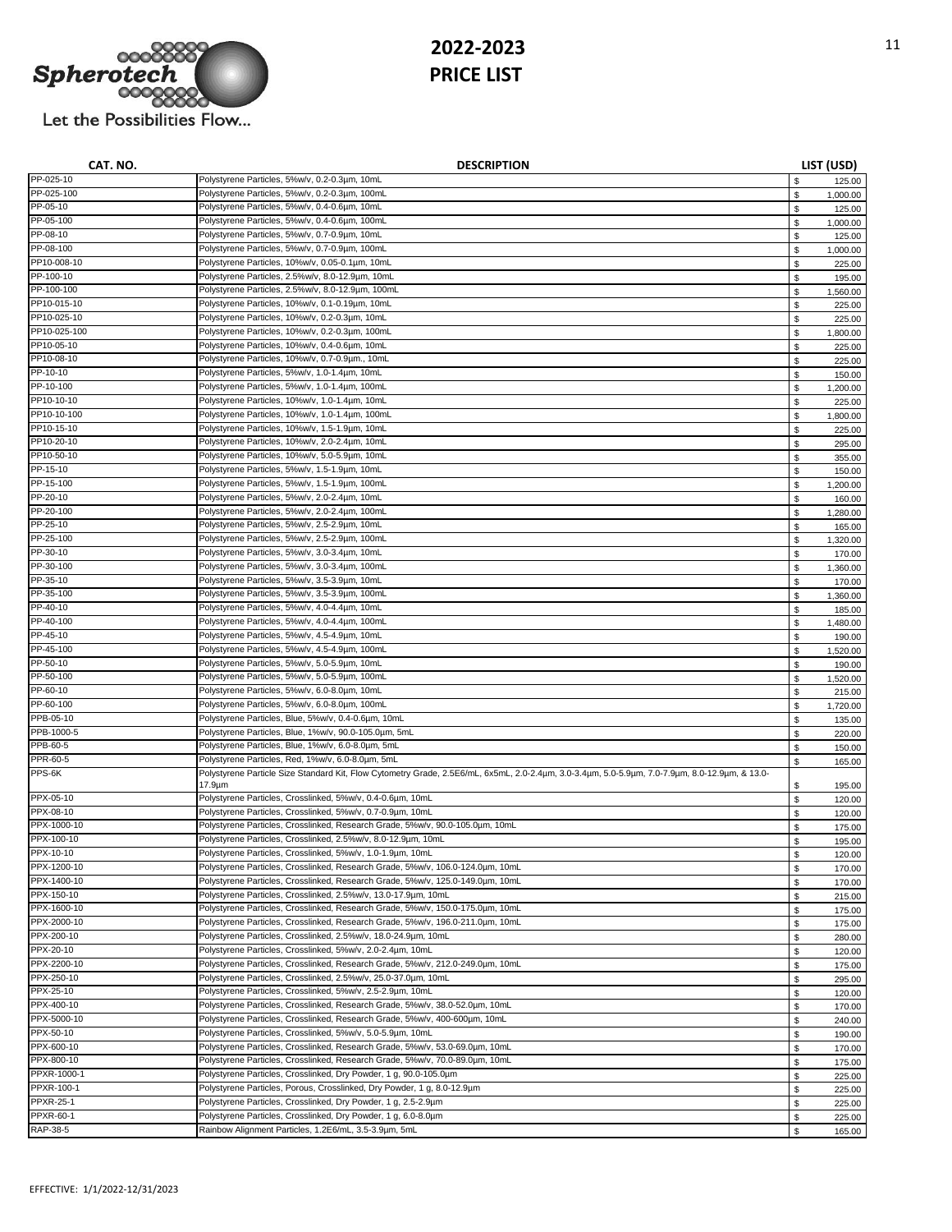Spherotech

Let the Possibilities Flow...

# 2022-2023 PRICE LIST

| CAT. NO. | DESCRIPTION | LIST (USD) |
|---|---|---|
| PP-025-10 | Polystyrene Particles, 5%w/v, 0.2-0.3µm, 10mL | $ 125.00 |
| PP-025-100 | Polystyrene Particles, 5%w/v, 0.2-0.3µm, 100mL | $ 1,000.00 |
| PP-05-10 | Polystyrene Particles, 5%w/v, 0.4-0.6µm, 10mL | $ 125.00 |
| PP-05-100 | Polystyrene Particles, 5%w/v, 0.4-0.6µm, 100mL | $ 1,000.00 |
| PP-08-10 | Polystyrene Particles, 5%w/v, 0.7-0.9µm, 10mL | $ 125.00 |
| PP-08-100 | Polystyrene Particles, 5%w/v, 0.7-0.9µm, 100mL | $ 1,000.00 |
| PP10-008-10 | Polystyrene Particles, 10%w/v, 0.05-0.1µm, 10mL | $ 225.00 |
| PP-100-10 | Polystyrene Particles, 2.5%w/v, 8.0-12.9µm, 10mL | $ 195.00 |
| PP-100-100 | Polystyrene Particles, 2.5%w/v, 8.0-12.9µm, 100mL | $ 1,560.00 |
| PP10-015-10 | Polystyrene Particles, 10%w/v, 0.1-0.19µm, 10mL | $ 225.00 |
| PP10-025-10 | Polystyrene Particles, 10%w/v, 0.2-0.3µm, 10mL | $ 225.00 |
| PP10-025-100 | Polystyrene Particles, 10%w/v, 0.2-0.3µm, 100mL | $ 1,800.00 |
| PP10-05-10 | Polystyrene Particles, 10%w/v, 0.4-0.6µm, 10mL | $ 225.00 |
| PP10-08-10 | Polystyrene Particles, 10%w/v, 0.7-0.9µm., 10mL | $ 225.00 |
| PP-10-10 | Polystyrene Particles, 5%w/v, 1.0-1.4µm, 10mL | $ 150.00 |
| PP-10-100 | Polystyrene Particles, 5%w/v, 1.0-1.4µm, 100mL | $ 1,200.00 |
| PP10-10-10 | Polystyrene Particles, 10%w/v, 1.0-1.4µm, 10mL | $ 225.00 |
| PP10-10-100 | Polystyrene Particles, 10%w/v, 1.0-1.4µm, 100mL | $ 1,800.00 |
| PP10-15-10 | Polystyrene Particles, 10%w/v, 1.5-1.9µm, 10mL | $ 225.00 |
| PP10-20-10 | Polystyrene Particles, 10%w/v, 2.0-2.4µm, 10mL | $ 295.00 |
| PP10-50-10 | Polystyrene Particles, 10%w/v, 5.0-5.9µm, 10mL | $ 355.00 |
| PP-15-10 | Polystyrene Particles, 5%w/v, 1.5-1.9µm, 10mL | $ 150.00 |
| PP-15-100 | Polystyrene Particles, 5%w/v, 1.5-1.9µm, 100mL | $ 1,200.00 |
| PP-20-10 | Polystyrene Particles, 5%w/v, 2.0-2.4µm, 10mL | $ 160.00 |
| PP-20-100 | Polystyrene Particles, 5%w/v, 2.0-2.4µm, 100mL | $ 1,280.00 |
| PP-25-10 | Polystyrene Particles, 5%w/v, 2.5-2.9µm, 10mL | $ 165.00 |
| PP-25-100 | Polystyrene Particles, 5%w/v, 2.5-2.9µm, 100mL | $ 1,320.00 |
| PP-30-10 | Polystyrene Particles, 5%w/v, 3.0-3.4µm, 10mL | $ 170.00 |
| PP-30-100 | Polystyrene Particles, 5%w/v, 3.0-3.4µm, 100mL | $ 1,360.00 |
| PP-35-10 | Polystyrene Particles, 5%w/v, 3.5-3.9µm, 10mL | $ 170.00 |
| PP-35-100 | Polystyrene Particles, 5%w/v, 3.5-3.9µm, 100mL | $ 1,360.00 |
| PP-40-10 | Polystyrene Particles, 5%w/v, 4.0-4.4µm, 10mL | $ 185.00 |
| PP-40-100 | Polystyrene Particles, 5%w/v, 4.0-4.4µm, 100mL | $ 1,480.00 |
| PP-45-10 | Polystyrene Particles, 5%w/v, 4.5-4.9µm, 10mL | $ 190.00 |
| PP-45-100 | Polystyrene Particles, 5%w/v, 4.5-4.9µm, 100mL | $ 1,520.00 |
| PP-50-10 | Polystyrene Particles, 5%w/v, 5.0-5.9µm, 10mL | $ 190.00 |
| PP-50-100 | Polystyrene Particles, 5%w/v, 5.0-5.9µm, 100mL | $ 1,520.00 |
| PP-60-10 | Polystyrene Particles, 5%w/v, 6.0-8.0µm, 10mL | $ 215.00 |
| PP-60-100 | Polystyrene Particles, 5%w/v, 6.0-8.0µm, 100mL | $ 1,720.00 |
| PPB-05-10 | Polystyrene Particles, Blue, 5%w/v, 0.4-0.6µm, 10mL | $ 135.00 |
| PPB-1000-5 | Polystyrene Particles, Blue, 1%w/v, 90.0-105.0µm, 5mL | $ 220.00 |
| PPB-60-5 | Polystyrene Particles, Blue, 1%w/v, 6.0-8.0µm, 5mL | $ 150.00 |
| PPR-60-5 | Polystyrene Particles, Red, 1%w/v, 6.0-8.0µm, 5mL | $ 165.00 |
| PPS-6K | Polystyrene Particle Size Standard Kit, Flow Cytometry Grade, 2.5E6/mL, 6x5mL, 2.0-2.4µm, 3.0-3.4µm, 5.0-5.9µm, 7.0-7.9µm, 8.0-12.9µm, & 13.0-17.9µm | $ 195.00 |
| PPX-05-10 | Polystyrene Particles, Crosslinked, 5%w/v, 0.4-0.6µm, 10mL | $ 120.00 |
| PPX-08-10 | Polystyrene Particles, Crosslinked, 5%w/v, 0.7-0.9µm, 10mL | $ 120.00 |
| PPX-1000-10 | Polystyrene Particles, Crosslinked, Research Grade, 5%w/v, 90.0-105.0µm, 10mL | $ 175.00 |
| PPX-100-10 | Polystyrene Particles, Crosslinked, 2.5%w/v, 8.0-12.9µm, 10mL | $ 195.00 |
| PPX-10-10 | Polystyrene Particles, Crosslinked, 5%w/v, 1.0-1.9µm, 10mL | $ 120.00 |
| PPX-1200-10 | Polystyrene Particles, Crosslinked, Research Grade, 5%w/v, 106.0-124.0µm, 10mL | $ 170.00 |
| PPX-1400-10 | Polystyrene Particles, Crosslinked, Research Grade, 5%w/v, 125.0-149.0µm, 10mL | $ 170.00 |
| PPX-150-10 | Polystyrene Particles, Crosslinked, 2.5%w/v, 13.0-17.9µm, 10mL | $ 215.00 |
| PPX-1600-10 | Polystyrene Particles, Crosslinked, Research Grade, 5%w/v, 150.0-175.0µm, 10mL | $ 175.00 |
| PPX-2000-10 | Polystyrene Particles, Crosslinked, Research Grade, 5%w/v, 196.0-211.0µm, 10mL | $ 175.00 |
| PPX-200-10 | Polystyrene Particles, Crosslinked, 2.5%w/v, 18.0-24.9µm, 10mL | $ 280.00 |
| PPX-20-10 | Polystyrene Particles, Crosslinked, 5%w/v, 2.0-2.4µm, 10mL | $ 120.00 |
| PPX-2200-10 | Polystyrene Particles, Crosslinked, Research Grade, 5%w/v, 212.0-249.0µm, 10mL | $ 175.00 |
| PPX-250-10 | Polystyrene Particles, Crosslinked, 2.5%w/v, 25.0-37.0µm, 10mL | $ 295.00 |
| PPX-25-10 | Polystyrene Particles, Crosslinked, 5%w/v, 2.5-2.9µm, 10mL | $ 120.00 |
| PPX-400-10 | Polystyrene Particles, Crosslinked, Research Grade, 5%w/v, 38.0-52.0µm, 10mL | $ 170.00 |
| PPX-5000-10 | Polystyrene Particles, Crosslinked, Research Grade, 5%w/v, 400-600µm, 10mL | $ 240.00 |
| PPX-50-10 | Polystyrene Particles, Crosslinked, 5%w/v, 5.0-5.9µm, 10mL | $ 190.00 |
| PPX-600-10 | Polystyrene Particles, Crosslinked, Research Grade, 5%w/v, 53.0-69.0µm, 10mL | $ 170.00 |
| PPX-800-10 | Polystyrene Particles, Crosslinked, Research Grade, 5%w/v, 70.0-89.0µm, 10mL | $ 175.00 |
| PPXR-1000-1 | Polystyrene Particles, Crosslinked, Dry Powder, 1 g, 90.0-105.0µm | $ 225.00 |
| PPXR-100-1 | Polystyrene Particles, Porous, Crosslinked, Dry Powder, 1 g, 8.0-12.9µm | $ 225.00 |
| PPXR-25-1 | Polystyrene Particles, Crosslinked, Dry Powder, 1 g, 2.5-2.9µm | $ 225.00 |
| PPXR-60-1 | Polystyrene Particles, Crosslinked, Dry Powder, 1 g, 6.0-8.0µm | $ 225.00 |
| RAP-38-5 | Rainbow Alignment Particles, 1.2E6/mL, 3.5-3.9µm, 5mL | $ 165.00 |

EFFECTIVE: 1/1/2022-12/31/2023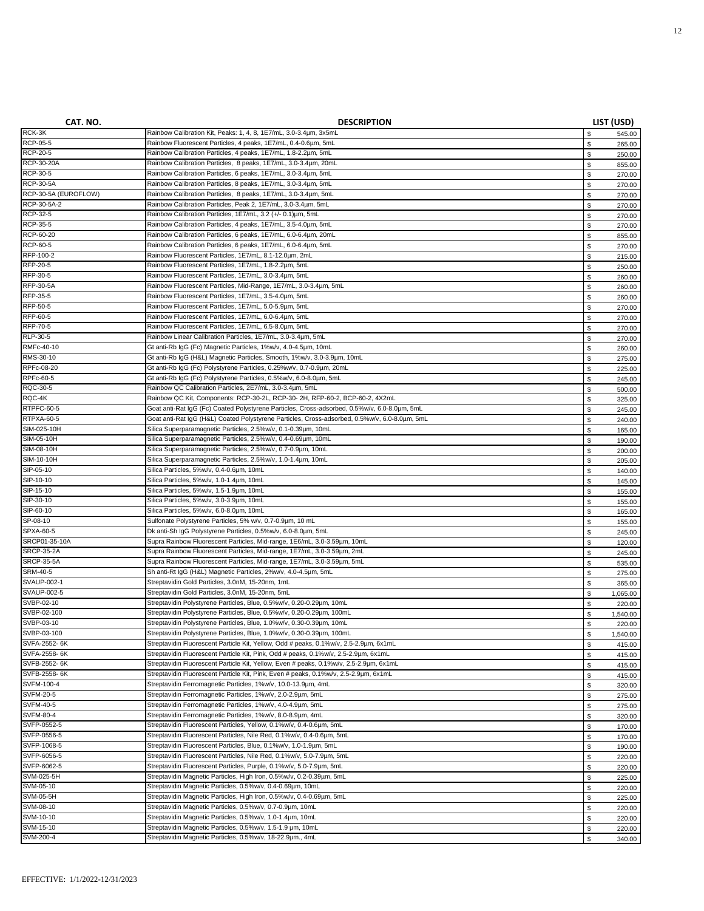| CAT. NO. | DESCRIPTION | LIST (USD) |
|---|---|---|
| RCK-3K | Rainbow Calibration Kit, Peaks: 1, 4, 8, 1E7/mL, 3.0-3.4µm, 3x5mL | $ 545.00 |
| RCP-05-5 | Rainbow Fluorescent Particles, 4 peaks, 1E7/mL, 0.4-0.6µm, 5mL | $ 265.00 |
| RCP-20-5 | Rainbow Calibration Particles, 4 peaks, 1E7/mL, 1.8-2.2µm, 5mL | $ 250.00 |
| RCP-30-20A | Rainbow Calibration Particles, 8 peaks, 1E7/mL, 3.0-3.4µm, 20mL | $ 855.00 |
| RCP-30-5 | Rainbow Calibration Particles, 6 peaks, 1E7/mL, 3.0-3.4µm, 5mL | $ 270.00 |
| RCP-30-5A | Rainbow Calibration Particles, 8 peaks, 1E7/mL, 3.0-3.4µm, 5mL | $ 270.00 |
| RCP-30-5A (EUROFLOW) | Rainbow Calibration Particles, 8 peaks, 1E7/mL, 3.0-3.4µm, 5mL | $ 270.00 |
| RCP-30-5A-2 | Rainbow Calibration Particles, Peak 2, 1E7/mL, 3.0-3.4µm, 5mL | $ 270.00 |
| RCP-32-5 | Rainbow Calibration Particles, 1E7/mL, 3.2 (+/- 0.1)µm, 5mL | $ 270.00 |
| RCP-35-5 | Rainbow Calibration Particles, 4 peaks, 1E7/mL, 3.5-4.0µm, 5mL | $ 270.00 |
| RCP-60-20 | Rainbow Calibration Particles, 6 peaks, 1E7/mL, 6.0-6.4µm, 20mL | $ 855.00 |
| RCP-60-5 | Rainbow Calibration Particles, 6 peaks, 1E7/mL, 6.0-6.4µm, 5mL | $ 270.00 |
| RFP-100-2 | Rainbow Fluorescent Particles, 1E7/mL, 8.1-12.0µm, 2mL | $ 215.00 |
| RFP-20-5 | Rainbow Fluorescent Particles, 1E7/mL, 1.8-2.2µm, 5mL | $ 250.00 |
| RFP-30-5 | Rainbow Fluorescent Particles, 1E7/mL, 3.0-3.4µm, 5mL | $ 260.00 |
| RFP-30-5A | Rainbow Fluorescent Particles, Mid-Range, 1E7/mL, 3.0-3.4µm, 5mL | $ 260.00 |
| RFP-35-5 | Rainbow Fluorescent Particles, 1E7/mL, 3.5-4.0µm, 5mL | $ 260.00 |
| RFP-50-5 | Rainbow Fluorescent Particles, 1E7/mL, 5.0-5.9µm, 5mL | $ 270.00 |
| RFP-60-5 | Rainbow Fluorescent Particles, 1E7/mL, 6.0-6.4µm, 5mL | $ 270.00 |
| RFP-70-5 | Rainbow Fluorescent Particles, 1E7/mL, 6.5-8.0µm, 5mL | $ 270.00 |
| RLP-30-5 | Rainbow Linear Calibration Particles, 1E7/mL, 3.0-3.4µm, 5mL | $ 270.00 |
| RMFc-40-10 | Gt anti-Rb IgG (Fc) Magnetic Particles, 1%w/v, 4.0-4.5µm, 10mL | $ 260.00 |
| RMS-30-10 | Gt anti-Rb IgG (H&L) Magnetic Particles, Smooth, 1%w/v, 3.0-3.9µm, 10mL | $ 275.00 |
| RPFc-08-20 | Gt anti-Rb IgG (Fc) Polystyrene Particles, 0.25%w/v, 0.7-0.9µm, 20mL | $ 225.00 |
| RPFc-60-5 | Gt anti-Rb IgG (Fc) Polystyrene Particles, 0.5%w/v, 6.0-8.0µm, 5mL | $ 245.00 |
| RQC-30-5 | Rainbow QC Calibration Particles, 2E7/mL, 3.0-3.4µm, 5mL | $ 500.00 |
| RQC-4K | Rainbow QC Kit, Components: RCP-30-2L, RCP-30- 2H, RFP-60-2, BCP-60-2, 4X2mL | $ 325.00 |
| RTPFC-60-5 | Goat anti-Rat IgG (Fc) Coated Polystyrene Particles, Cross-adsorbed, 0.5%w/v, 6.0-8.0µm, 5mL | $ 245.00 |
| RTPXA-60-5 | Goat anti-Rat IgG (H&L) Coated Polystyrene Particles, Cross-adsorbed, 0.5%w/v, 6.0-8.0µm, 5mL | $ 240.00 |
| SIM-025-10H | Silica Superparamagnetic Particles, 2.5%w/v, 0.1-0.39µm, 10mL | $ 165.00 |
| SIM-05-10H | Silica Superparamagnetic Particles, 2.5%w/v, 0.4-0.69µm, 10mL | $ 190.00 |
| SIM-08-10H | Silica Superparamagnetic Particles, 2.5%w/v, 0.7-0.9µm, 10mL | $ 200.00 |
| SIM-10-10H | Silica Superparamagnetic Particles, 2.5%w/v, 1.0-1.4µm, 10mL | $ 205.00 |
| SIP-05-10 | Silica Particles, 5%w/v, 0.4-0.6µm, 10mL | $ 140.00 |
| SIP-10-10 | Silica Particles, 5%w/v, 1.0-1.4µm, 10mL | $ 145.00 |
| SIP-15-10 | Silica Particles, 5%w/v, 1.5-1.9µm, 10mL | $ 155.00 |
| SIP-30-10 | Silica Particles, 5%w/v, 3.0-3.9µm, 10mL | $ 155.00 |
| SIP-60-10 | Silica Particles, 5%w/v, 6.0-8.0µm, 10mL | $ 165.00 |
| SP-08-10 | Sulfonate Polystyrene Particles, 5% w/v, 0.7-0.9µm, 10 mL | $ 155.00 |
| SPXA-60-5 | Dk anti-Sh IgG Polystyrene Particles, 0.5%w/v, 6.0-8.0µm, 5mL | $ 245.00 |
| SRCP01-35-10A | Supra Rainbow Fluorescent Particles, Mid-range, 1E6/mL, 3.0-3.59µm, 10mL | $ 120.00 |
| SRCP-35-2A | Supra Rainbow Fluorescent Particles, Mid-range, 1E7/mL, 3.0-3.59µm, 2mL | $ 245.00 |
| SRCP-35-5A | Supra Rainbow Fluorescent Particles, Mid-range, 1E7/mL, 3.0-3.59µm, 5mL | $ 535.00 |
| SRM-40-5 | Sh anti-Rt IgG (H&L) Magnetic Particles, 2%w/v, 4.0-4.5µm, 5mL | $ 275.00 |
| SVAUP-002-1 | Streptavidin Gold Particles, 3.0nM, 15-20nm, 1mL | $ 365.00 |
| SVAUP-002-5 | Streptavidin Gold Particles, 3.0nM, 15-20nm, 5mL | $ 1,065.00 |
| SVBP-02-10 | Streptavidin Polystyrene Particles, Blue, 0.5%w/v, 0.20-0.29µm, 10mL | $ 220.00 |
| SVBP-02-100 | Streptavidin Polystyrene Particles, Blue, 0.5%w/v, 0.20-0.29µm, 100mL | $ 1,540.00 |
| SVBP-03-10 | Streptavidin Polystyrene Particles, Blue, 1.0%w/v, 0.30-0.39µm, 10mL | $ 220.00 |
| SVBP-03-100 | Streptavidin Polystyrene Particles, Blue, 1.0%w/v, 0.30-0.39µm, 100mL | $ 1,540.00 |
| SVFA-2552- 6K | Streptavidin Fluorescent Particle Kit, Yellow, Odd # peaks, 0.1%w/v, 2.5-2.9µm, 6x1mL | $ 415.00 |
| SVFA-2558- 6K | Streptavidin Fluorescent Particle Kit, Pink, Odd # peaks, 0.1%w/v, 2.5-2.9µm, 6x1mL | $ 415.00 |
| SVFB-2552- 6K | Streptavidin Fluorescent Particle Kit, Yellow, Even # peaks, 0.1%w/v, 2.5-2.9µm, 6x1mL | $ 415.00 |
| SVFB-2558- 6K | Streptavidin Fluorescent Particle Kit, Pink, Even # peaks, 0.1%w/v, 2.5-2.9µm, 6x1mL | $ 415.00 |
| SVFM-100-4 | Streptavidin Ferromagnetic Particles, 1%w/v, 10.0-13.9µm, 4mL | $ 320.00 |
| SVFM-20-5 | Streptavidin Ferromagnetic Particles, 1%w/v, 2.0-2.9µm, 5mL | $ 275.00 |
| SVFM-40-5 | Streptavidin Ferromagnetic Particles, 1%w/v, 4.0-4.9µm, 5mL | $ 275.00 |
| SVFM-80-4 | Streptavidin Ferromagnetic Particles, 1%w/v, 8.0-8.9µm, 4mL | $ 320.00 |
| SVFP-0552-5 | Streptavidin Fluorescent Particles, Yellow, 0.1%w/v, 0.4-0.6µm, 5mL | $ 170.00 |
| SVFP-0556-5 | Streptavidin Fluorescent Particles, Nile Red, 0.1%w/v, 0.4-0.6µm, 5mL | $ 170.00 |
| SVFP-1068-5 | Streptavidin Fluorescent Particles, Blue, 0.1%w/v, 1.0-1.9µm, 5mL | $ 190.00 |
| SVFP-6056-5 | Streptavidin Fluorescent Particles, Nile Red, 0.1%w/v, 5.0-7.9µm, 5mL | $ 220.00 |
| SVFP-6062-5 | Streptavidin Fluorescent Particles, Purple, 0.1%w/v, 5.0-7.9µm, 5mL | $ 220.00 |
| SVM-025-5H | Streptavidin Magnetic Particles, High Iron, 0.5%w/v, 0.2-0.39µm, 5mL | $ 225.00 |
| SVM-05-10 | Streptavidin Magnetic Particles, 0.5%w/v, 0.4-0.69µm, 10mL | $ 220.00 |
| SVM-05-5H | Streptavidin Magnetic Particles, High Iron, 0.5%w/v, 0.4-0.69µm, 5mL | $ 225.00 |
| SVM-08-10 | Streptavidin Magnetic Particles, 0.5%w/v, 0.7-0.9µm, 10mL | $ 220.00 |
| SVM-10-10 | Streptavidin Magnetic Particles, 0.5%w/v, 1.0-1.4µm, 10mL | $ 220.00 |
| SVM-15-10 | Streptavidin Magnetic Particles, 0.5%w/v, 1.5-1.9 µm, 10mL | $ 220.00 |
| SVM-200-4 | Streptavidin Magnetic Particles, 0.5%w/v, 18-22.9µm., 4mL | $ 340.00 |

EFFECTIVE: 1/1/2022-12/31/2023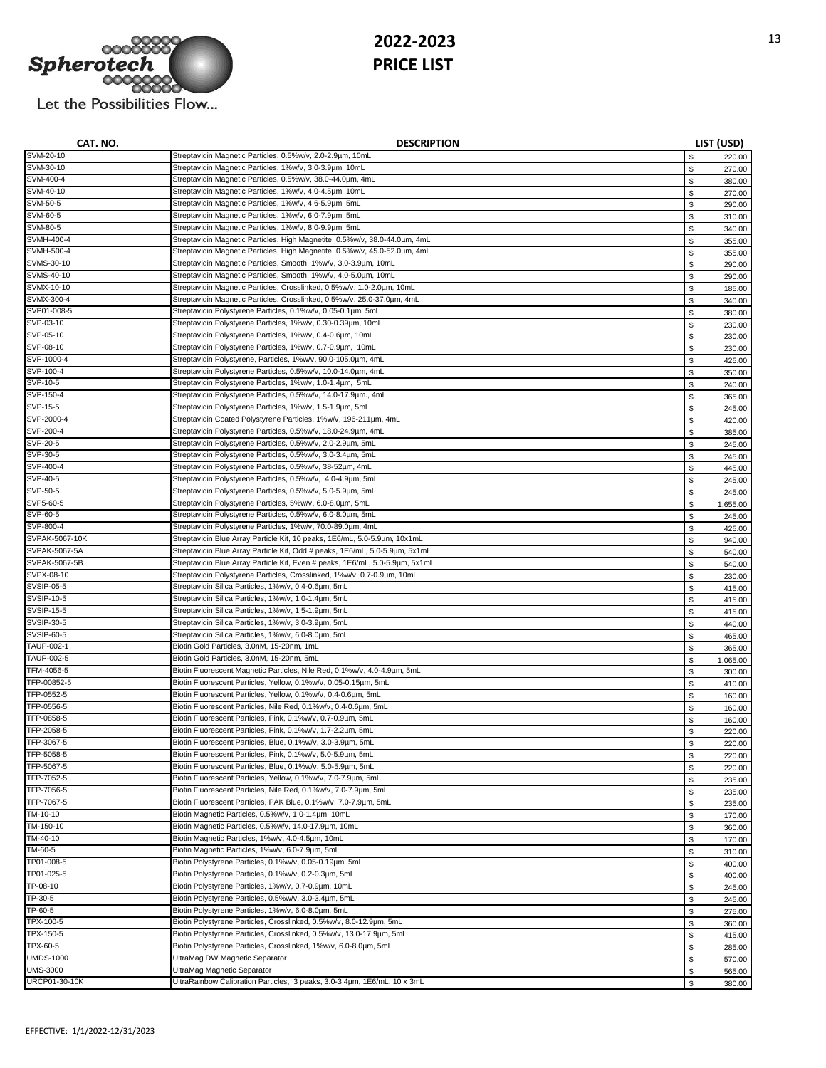# 2022-2023
# PRICE LIST

Let the Possibilities Flow...

| CAT. NO. | DESCRIPTION | LIST (USD) |
|---|---|---|
| SVM-20-10 | Streptavidin Magnetic Particles, 0.5%w/v, 2.0-2.9µm, 10mL | $ 220.00 |
| SVM-30-10 | Streptavidin Magnetic Particles, 1%w/v, 3.0-3.9µm, 10mL | $ 270.00 |
| SVM-400-4 | Streptavidin Magnetic Particles, 0.5%w/v, 38.0-44.0µm, 4mL | $ 380.00 |
| SVM-40-10 | Streptavidin Magnetic Particles, 1%w/v, 4.0-4.5µm, 10mL | $ 270.00 |
| SVM-50-5 | Streptavidin Magnetic Particles, 1%w/v, 4.6-5.9µm, 5mL | $ 290.00 |
| SVM-60-5 | Streptavidin Magnetic Particles, 1%w/v, 6.0-7.9µm, 5mL | $ 310.00 |
| SVM-80-5 | Streptavidin Magnetic Particles, 1%w/v, 8.0-9.9µm, 5mL | $ 340.00 |
| SVMH-400-4 | Streptavidin Magnetic Particles, High Magnetite, 0.5%w/v, 38.0-44.0µm, 4mL | $ 355.00 |
| SVMH-500-4 | Streptavidin Magnetic Particles, High Magnetite, 0.5%w/v, 45.0-52.0µm, 4mL | $ 355.00 |
| SVMS-30-10 | Streptavidin Magnetic Particles, Smooth, 1%w/v, 3.0-3.9µm, 10mL | $ 290.00 |
| SVMS-40-10 | Streptavidin Magnetic Particles, Smooth, 1%w/v, 4.0-5.0µm, 10mL | $ 290.00 |
| SVMX-10-10 | Streptavidin Magnetic Particles, Crosslinked, 0.5%w/v, 1.0-2.0µm, 10mL | $ 185.00 |
| SVMX-300-4 | Streptavidin Magnetic Particles, Crosslinked, 0.5%w/v, 25.0-37.0µm, 4mL | $ 340.00 |
| SVP01-008-5 | Streptavidin Polystyrene Particles, 0.1%w/v, 0.05-0.1µm, 5mL | $ 380.00 |
| SVP-03-10 | Streptavidin Polystyrene Particles, 1%w/v, 0.30-0.39µm, 10mL | $ 230.00 |
| SVP-05-10 | Streptavidin Polystyrene Particles, 1%w/v, 0.4-0.6µm, 10mL | $ 230.00 |
| SVP-08-10 | Streptavidin Polystyrene Particles, 1%w/v, 0.7-0.9µm, 10mL | $ 230.00 |
| SVP-1000-4 | Streptavidin Polystyrene, Particles, 1%w/v, 90.0-105.0µm, 4mL | $ 425.00 |
| SVP-100-4 | Streptavidin Polystyrene Particles, 0.5%w/v, 10.0-14.0µm, 4mL | $ 350.00 |
| SVP-10-5 | Streptavidin Polystyrene Particles, 1%w/v, 1.0-1.4µm, 5mL | $ 240.00 |
| SVP-150-4 | Streptavidin Polystyrene Particles, 0.5%w/v, 14.0-17.9µm., 4mL | $ 365.00 |
| SVP-15-5 | Streptavidin Polystyrene Particles, 1%w/v, 1.5-1.9µm, 5mL | $ 245.00 |
| SVP-2000-4 | Streptavidin Coated Polystyrene Particles, 1%w/v, 196-211µm, 4mL | $ 420.00 |
| SVP-200-4 | Streptavidin Polystyrene Particles, 0.5%w/v, 18.0-24.9µm, 4mL | $ 385.00 |
| SVP-20-5 | Streptavidin Polystyrene Particles, 0.5%w/v, 2.0-2.9µm, 5mL | $ 245.00 |
| SVP-30-5 | Streptavidin Polystyrene Particles, 0.5%w/v, 3.0-3.4µm, 5mL | $ 245.00 |
| SVP-400-4 | Streptavidin Polystyrene Particles, 0.5%w/v, 38-52µm, 4mL | $ 445.00 |
| SVP-40-5 | Streptavidin Polystyrene Particles, 0.5%w/v, 4.0-4.9µm, 5mL | $ 245.00 |
| SVP-50-5 | Streptavidin Polystyrene Particles, 0.5%w/v, 5.0-5.9µm, 5mL | $ 245.00 |
| SVP5-60-5 | Streptavidin Polystyrene Particles, 5%w/v, 6.0-8.0µm, 5mL | $ 1,655.00 |
| SVP-60-5 | Streptavidin Polystyrene Particles, 0.5%w/v, 6.0-8.0µm, 5mL | $ 245.00 |
| SVP-800-4 | Streptavidin Polystyrene Particles, 1%w/v, 70.0-89.0µm, 4mL | $ 425.00 |
| SVPAK-5067-10K | Streptavidin Blue Array Particle Kit, 10 peaks, 1E6/mL, 5.0-5.9µm, 10x1mL | $ 940.00 |
| SVPAK-5067-5A | Streptavidin Blue Array Particle Kit, Odd # peaks, 1E6/mL, 5.0-5.9µm, 5x1mL | $ 540.00 |
| SVPAK-5067-5B | Streptavidin Blue Array Particle Kit, Even # peaks, 1E6/mL, 5.0-5.9µm, 5x1mL | $ 540.00 |
| SVPX-08-10 | Streptavidin Polystyrene Particles, Crosslinked, 1%w/v, 0.7-0.9µm, 10mL | $ 230.00 |
| SVSIP-05-5 | Streptavidin Silica Particles, 1%w/v, 0.4-0.6µm, 5mL | $ 415.00 |
| SVSIP-10-5 | Streptavidin Silica Particles, 1%w/v, 1.0-1.4µm, 5mL | $ 415.00 |
| SVSIP-15-5 | Streptavidin Silica Particles, 1%w/v, 1.5-1.9µm, 5mL | $ 415.00 |
| SVSIP-30-5 | Streptavidin Silica Particles, 1%w/v, 3.0-3.9µm, 5mL | $ 440.00 |
| SVSIP-60-5 | Streptavidin Silica Particles, 1%w/v, 6.0-8.0µm, 5mL | $ 465.00 |
| TAUP-002-1 | Biotin Gold Particles, 3.0nM, 15-20nm, 1mL | $ 365.00 |
| TAUP-002-5 | Biotin Gold Particles, 3.0nM, 15-20nm, 5mL | $ 1,065.00 |
| TFM-4056-5 | Biotin Fluorescent Magnetic Particles, Nile Red, 0.1%w/v, 4.0-4.9µm, 5mL | $ 300.00 |
| TFP-00852-5 | Biotin Fluorescent Particles, Yellow, 0.1%w/v, 0.05-0.15µm, 5mL | $ 410.00 |
| TFP-0552-5 | Biotin Fluorescent Particles, Yellow, 0.1%w/v, 0.4-0.6µm, 5mL | $ 160.00 |
| TFP-0556-5 | Biotin Fluorescent Particles, Nile Red, 0.1%w/v, 0.4-0.6µm, 5mL | $ 160.00 |
| TFP-0858-5 | Biotin Fluorescent Particles, Pink, 0.1%w/v, 0.7-0.9µm, 5mL | $ 160.00 |
| TFP-2058-5 | Biotin Fluorescent Particles, Pink, 0.1%w/v, 1.7-2.2µm, 5mL | $ 220.00 |
| TFP-3067-5 | Biotin Fluorescent Particles, Blue, 0.1%w/v, 3.0-3.9µm, 5mL | $ 220.00 |
| TFP-5058-5 | Biotin Fluorescent Particles, Pink, 0.1%w/v, 5.0-5.9µm, 5mL | $ 220.00 |
| TFP-5067-5 | Biotin Fluorescent Particles, Blue, 0.1%w/v, 5.0-5.9µm, 5mL | $ 220.00 |
| TFP-7052-5 | Biotin Fluorescent Particles, Yellow, 0.1%w/v, 7.0-7.9µm, 5mL | $ 235.00 |
| TFP-7056-5 | Biotin Fluorescent Particles, Nile Red, 0.1%w/v, 7.0-7.9µm, 5mL | $ 235.00 |
| TFP-7067-5 | Biotin Fluorescent Particles, PAK Blue, 0.1%w/v, 7.0-7.9µm, 5mL | $ 235.00 |
| TM-10-10 | Biotin Magnetic Particles, 0.5%w/v, 1.0-1.4µm, 10mL | $ 170.00 |
| TM-150-10 | Biotin Magnetic Particles, 0.5%w/v, 14.0-17.9µm, 10mL | $ 360.00 |
| TM-40-10 | Biotin Magnetic Particles, 1%w/v, 4.0-4.5µm, 10mL | $ 170.00 |
| TM-60-5 | Biotin Magnetic Particles, 1%w/v, 6.0-7.9µm, 5mL | $ 310.00 |
| TP01-008-5 | Biotin Polystyrene Particles, 0.1%w/v, 0.05-0.19µm, 5mL | $ 400.00 |
| TP01-025-5 | Biotin Polystyrene Particles, 0.1%w/v, 0.2-0.3µm, 5mL | $ 400.00 |
| TP-08-10 | Biotin Polystyrene Particles, 1%w/v, 0.7-0.9µm, 10mL | $ 245.00 |
| TP-30-5 | Biotin Polystyrene Particles, 0.5%w/v, 3.0-3.4µm, 5mL | $ 245.00 |
| TP-60-5 | Biotin Polystyrene Particles, 1%w/v, 6.0-8.0µm, 5mL | $ 275.00 |
| TPX-100-5 | Biotin Polystyrene Particles, Crosslinked, 0.5%w/v, 8.0-12.9µm, 5mL | $ 360.00 |
| TPX-150-5 | Biotin Polystyrene Particles, Crosslinked, 0.5%w/v, 13.0-17.9µm, 5mL | $ 415.00 |
| TPX-60-5 | Biotin Polystyrene Particles, Crosslinked, 1%w/v, 6.0-8.0µm, 5mL | $ 285.00 |
| UMDS-1000 | UltraMag DW Magnetic Separator | $ 570.00 |
| UMS-3000 | UltraMag Magnetic Separator | $ 565.00 |
| URCP01-30-10K | UltraRainbow Calibration Particles, 3 peaks, 3.0-3.4µm, 1E6/mL, 10 x 3mL | $ 380.00 |

EFFECTIVE: 1/1/2022-12/31/2023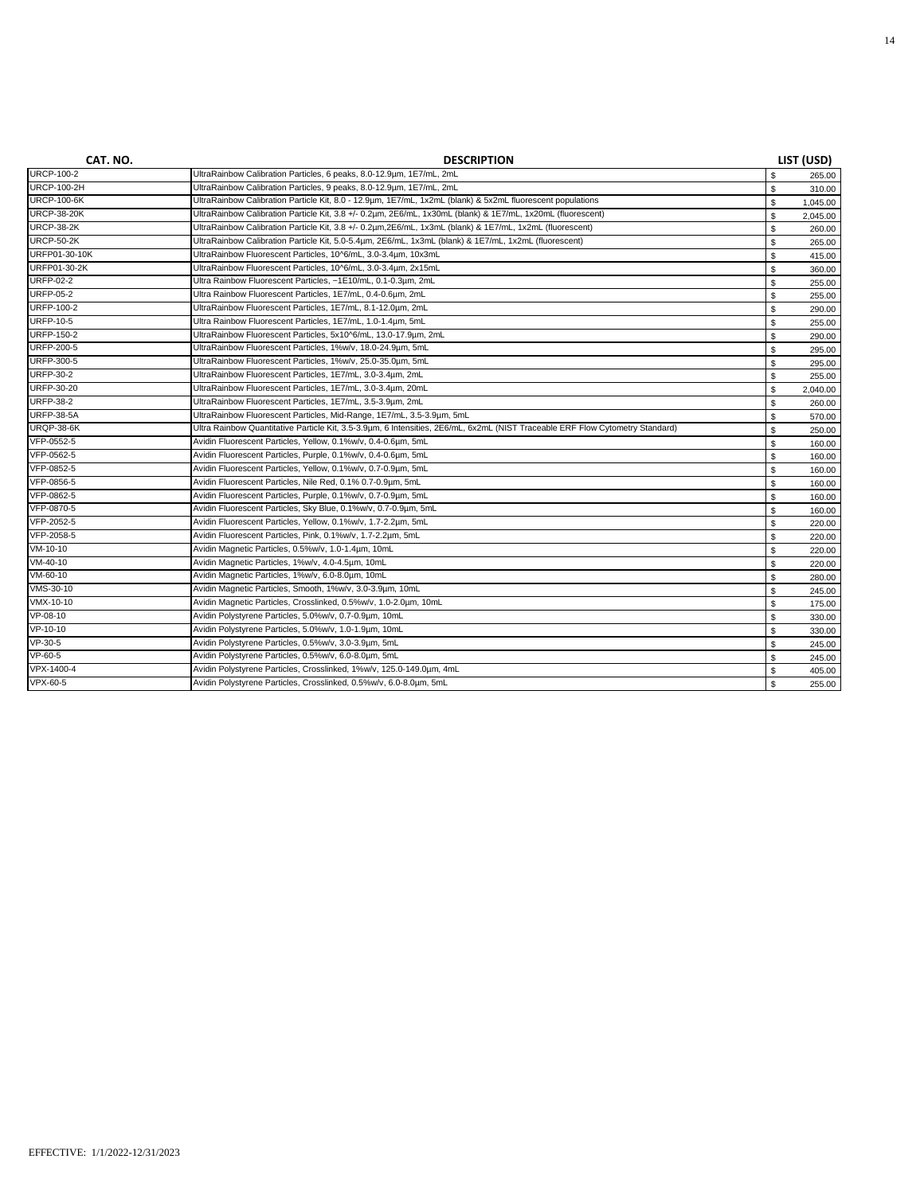| CAT. NO. | DESCRIPTION | LIST (USD) |
| --- | --- | --- |
| URCP-100-2 | UltraRainbow Calibration Particles, 6 peaks, 8.0-12.9µm, 1E7/mL, 2mL | $ 265.00 |
| URCP-100-2H | UltraRainbow Calibration Particles, 9 peaks, 8.0-12.9µm, 1E7/mL, 2mL | $ 310.00 |
| URCP-100-6K | UltraRainbow Calibration Particle Kit, 8.0 - 12.9µm, 1E7/mL, 1x2mL (blank) & 5x2mL fluorescent populations | $ 1,045.00 |
| URCP-38-20K | UltraRainbow Calibration Particle Kit, 3.8 +/- 0.2µm, 2E6/mL, 1x30mL (blank) & 1E7/mL, 1x20mL (fluorescent) | $ 2,045.00 |
| URCP-38-2K | UltraRainbow Calibration Particle Kit, 3.8 +/- 0.2µm,2E6/mL, 1x3mL (blank) & 1E7/mL, 1x2mL (fluorescent) | $ 260.00 |
| URCP-50-2K | UltraRainbow Calibration Particle Kit, 5.0-5.4µm, 2E6/mL, 1x3mL (blank) & 1E7/mL, 1x2mL (fluorescent) | $ 265.00 |
| URFP01-30-10K | UltraRainbow Fluorescent Particles, 10^6/mL, 3.0-3.4µm, 10x3mL | $ 415.00 |
| URFP01-30-2K | UltraRainbow Fluorescent Particles, 10^6/mL, 3.0-3.4µm, 2x15mL | $ 360.00 |
| URFP-02-2 | Ultra Rainbow Fluorescent Particles, ~1E10/mL, 0.1-0.3µm, 2mL | $ 255.00 |
| URFP-05-2 | Ultra Rainbow Fluorescent Particles, 1E7/mL, 0.4-0.6µm, 2mL | $ 255.00 |
| URFP-100-2 | UltraRainbow Fluorescent Particles, 1E7/mL, 8.1-12.0µm, 2mL | $ 290.00 |
| URFP-10-5 | Ultra Rainbow Fluorescent Particles, 1E7/mL, 1.0-1.4µm, 5mL | $ 255.00 |
| URFP-150-2 | UltraRainbow Fluorescent Particles, 5x10^6/mL, 13.0-17.9µm, 2mL | $ 290.00 |
| URFP-200-5 | UltraRainbow Fluorescent Particles, 1%w/v, 18.0-24.9µm, 5mL | $ 295.00 |
| URFP-300-5 | UltraRainbow Fluorescent Particles, 1%w/v, 25.0-35.0µm, 5mL | $ 295.00 |
| URFP-30-2 | UltraRainbow Fluorescent Particles, 1E7/mL, 3.0-3.4µm, 2mL | $ 255.00 |
| URFP-30-20 | UltraRainbow Fluorescent Particles, 1E7/mL, 3.0-3.4µm, 20mL | $ 2,040.00 |
| URFP-38-2 | UltraRainbow Fluorescent Particles, 1E7/mL, 3.5-3.9µm, 2mL | $ 260.00 |
| URFP-38-5A | UltraRainbow Fluorescent Particles, Mid-Range, 1E7/mL, 3.5-3.9µm, 5mL | $ 570.00 |
| URQP-38-6K | Ultra Rainbow Quantitative Particle Kit, 3.5-3.9µm, 6 Intensities, 2E6/mL, 6x2mL (NIST Traceable ERF Flow Cytometry Standard) | $ 250.00 |
| VFP-0552-5 | Avidin Fluorescent Particles, Yellow, 0.1%w/v, 0.4-0.6µm, 5mL | $ 160.00 |
| VFP-0562-5 | Avidin Fluorescent Particles, Purple, 0.1%w/v, 0.4-0.6µm, 5mL | $ 160.00 |
| VFP-0852-5 | Avidin Fluorescent Particles, Yellow, 0.1%w/v, 0.7-0.9µm, 5mL | $ 160.00 |
| VFP-0856-5 | Avidin Fluorescent Particles, Nile Red, 0.1% 0.7-0.9µm, 5mL | $ 160.00 |
| VFP-0862-5 | Avidin Fluorescent Particles, Purple, 0.1%w/v, 0.7-0.9µm, 5mL | $ 160.00 |
| VFP-0870-5 | Avidin Fluorescent Particles, Sky Blue, 0.1%w/v, 0.7-0.9µm, 5mL | $ 160.00 |
| VFP-2052-5 | Avidin Fluorescent Particles, Yellow, 0.1%w/v, 1.7-2.2µm, 5mL | $ 220.00 |
| VFP-2058-5 | Avidin Fluorescent Particles, Pink, 0.1%w/v, 1.7-2.2µm, 5mL | $ 220.00 |
| VM-10-10 | Avidin Magnetic Particles, 0.5%w/v, 1.0-1.4µm, 10mL | $ 220.00 |
| VM-40-10 | Avidin Magnetic Particles, 1%w/v, 4.0-4.5µm, 10mL | $ 220.00 |
| VM-60-10 | Avidin Magnetic Particles, 1%w/v, 6.0-8.0µm, 10mL | $ 280.00 |
| VMS-30-10 | Avidin Magnetic Particles, Smooth, 1%w/v, 3.0-3.9µm, 10mL | $ 245.00 |
| VMX-10-10 | Avidin Magnetic Particles, Crosslinked, 0.5%w/v, 1.0-2.0µm, 10mL | $ 175.00 |
| VP-08-10 | Avidin Polystyrene Particles, 5.0%w/v, 0.7-0.9µm, 10mL | $ 330.00 |
| VP-10-10 | Avidin Polystyrene Particles, 5.0%w/v, 1.0-1.9µm, 10mL | $ 330.00 |
| VP-30-5 | Avidin Polystyrene Particles, 0.5%w/v, 3.0-3.9µm, 5mL | $ 245.00 |
| VP-60-5 | Avidin Polystyrene Particles, 0.5%w/v, 6.0-8.0µm, 5mL | $ 245.00 |
| VPX-1400-4 | Avidin Polystyrene Particles, Crosslinked, 1%w/v, 125.0-149.0µm, 4mL | $ 405.00 |
| VPX-60-5 | Avidin Polystyrene Particles, Crosslinked, 0.5%w/v, 6.0-8.0µm, 5mL | $ 255.00 |

EFFECTIVE: 1/1/2022-12/31/2023